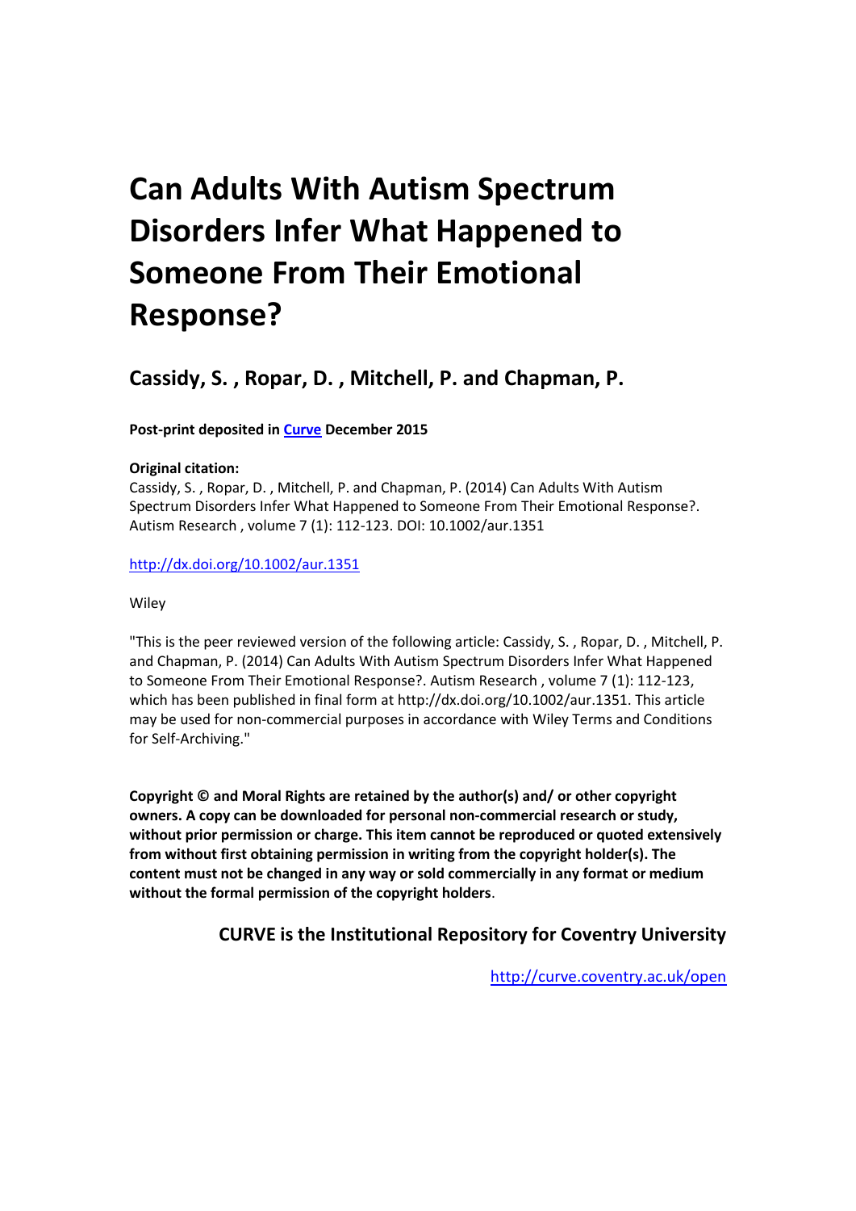# Can Adults With Autism Spectrum Disorders Infer What Happened to Someone From Their Emotional Response?

## Cassidy, S. , Ropar, D. , Mitchell, P. and Chapman, P.

**Post-print deposited in Curve December 2015**

**Original citation:**

Cassidy, S. , Ropar, D. , Mitchell, P. and Chapman, P. (2014) Can Adults With Autism Spectrum Disorders Infer What Happened to Someone From Their Emotional Response?. Autism Research , volume 7 (1): 112-123. DOI: 10.1002/aur.1351

http://dx.doi.org/10.1002/aur.1351

Wiley

"This is the peer reviewed version of the following article: Cassidy, S. , Ropar, D. , Mitchell, P. and Chapman, P. (2014) Can Adults With Autism Spectrum Disorders Infer What Happened to Someone From Their Emotional Response?. Autism Research , volume 7 (1): 112-123, which has been published in final form at http://dx.doi.org/10.1002/aur.1351. This article may be used for non-commercial purposes in accordance with Wiley Terms and Conditions for Self-Archiving."

**Copyright © and Moral Rights are retained by the author(s) and/ or other copyright owners. A copy can be downloaded for personal non-commercial research or study, without prior permission or charge. This item cannot be reproduced or quoted extensively from without first obtaining permission in writing from the copyright holder(s). The content must not be changed in any way or sold commercially in any format or medium without the formal permission of the copyright holders**.

**CURVE is the Institutional Repository for Coventry University**

http://curve.coventry.ac.uk/open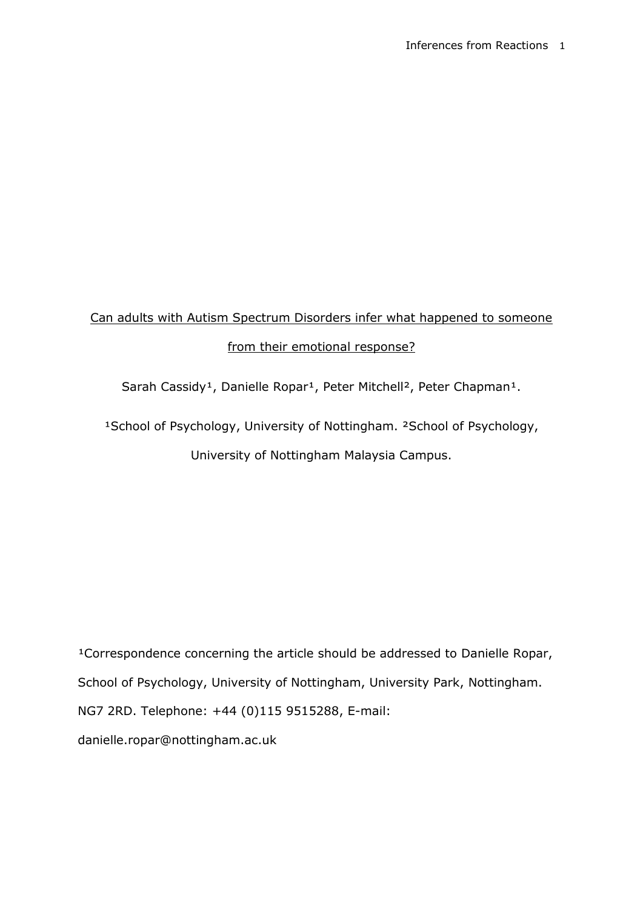# Can adults with Autism Spectrum Disorders infer what happened to someone from their emotional response?

Sarah Cassidy[1], Danielle Ropar[1], Peter Mitchell[2], Peter Chapman[1].

[1]School of Psychology, University of Nottingham. [2]School of Psychology, University of Nottingham Malaysia Campus.

[1]Correspondence concerning the article should be addressed to Danielle Ropar, School of Psychology, University of Nottingham, University Park, Nottingham. NG7 2RD. Telephone: +44 (0)115 9515288, E-mail: danielle.ropar@nottingham.ac.uk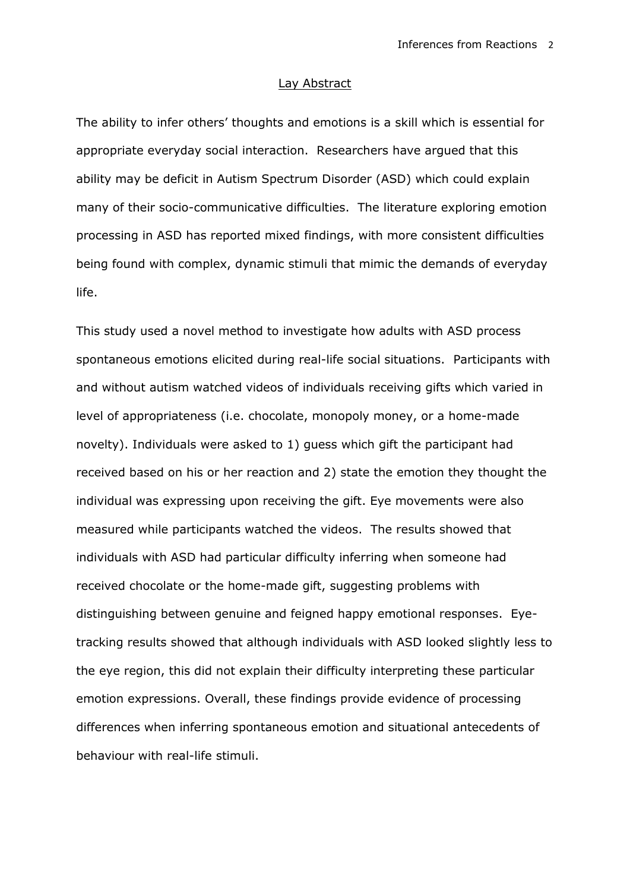## Lay Abstract

The ability to infer others' thoughts and emotions is a skill which is essential for appropriate everyday social interaction. Researchers have argued that this ability may be deficit in Autism Spectrum Disorder (ASD) which could explain many of their socio-communicative difficulties. The literature exploring emotion processing in ASD has reported mixed findings, with more consistent difficulties being found with complex, dynamic stimuli that mimic the demands of everyday life.

This study used a novel method to investigate how adults with ASD process spontaneous emotions elicited during real-life social situations. Participants with and without autism watched videos of individuals receiving gifts which varied in level of appropriateness (i.e. chocolate, monopoly money, or a home-made novelty). Individuals were asked to 1) guess which gift the participant had received based on his or her reaction and 2) state the emotion they thought the individual was expressing upon receiving the gift. Eye movements were also measured while participants watched the videos. The results showed that individuals with ASD had particular difficulty inferring when someone had received chocolate or the home-made gift, suggesting problems with distinguishing between genuine and feigned happy emotional responses. Eye-tracking results showed that although individuals with ASD looked slightly less to the eye region, this did not explain their difficulty interpreting these particular emotion expressions. Overall, these findings provide evidence of processing differences when inferring spontaneous emotion and situational antecedents of behaviour with real-life stimuli.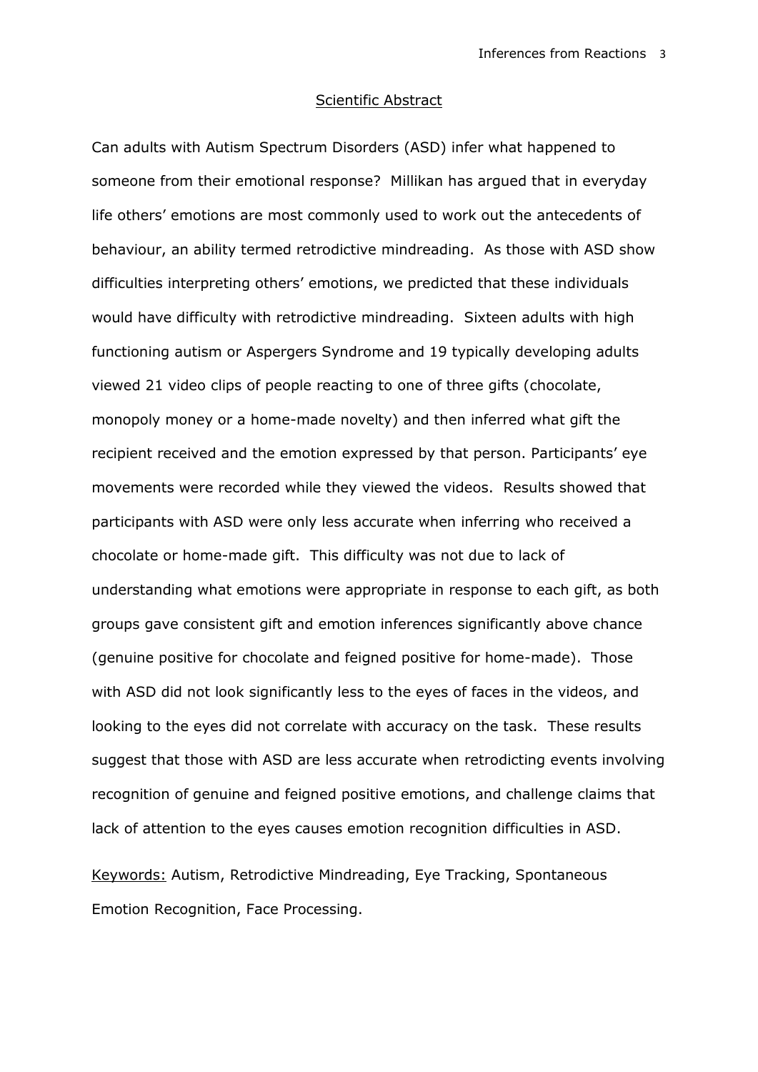## Scientific Abstract

Can adults with Autism Spectrum Disorders (ASD) infer what happened to someone from their emotional response? Millikan has argued that in everyday life others' emotions are most commonly used to work out the antecedents of behaviour, an ability termed retrodictive mindreading. As those with ASD show difficulties interpreting others' emotions, we predicted that these individuals would have difficulty with retrodictive mindreading. Sixteen adults with high functioning autism or Aspergers Syndrome and 19 typically developing adults viewed 21 video clips of people reacting to one of three gifts (chocolate, monopoly money or a home-made novelty) and then inferred what gift the recipient received and the emotion expressed by that person. Participants' eye movements were recorded while they viewed the videos. Results showed that participants with ASD were only less accurate when inferring who received a chocolate or home-made gift. This difficulty was not due to lack of understanding what emotions were appropriate in response to each gift, as both groups gave consistent gift and emotion inferences significantly above chance (genuine positive for chocolate and feigned positive for home-made). Those with ASD did not look significantly less to the eyes of faces in the videos, and looking to the eyes did not correlate with accuracy on the task. These results suggest that those with ASD are less accurate when retrodicting events involving recognition of genuine and feigned positive emotions, and challenge claims that lack of attention to the eyes causes emotion recognition difficulties in ASD.

Keywords: Autism, Retrodictive Mindreading, Eye Tracking, Spontaneous Emotion Recognition, Face Processing.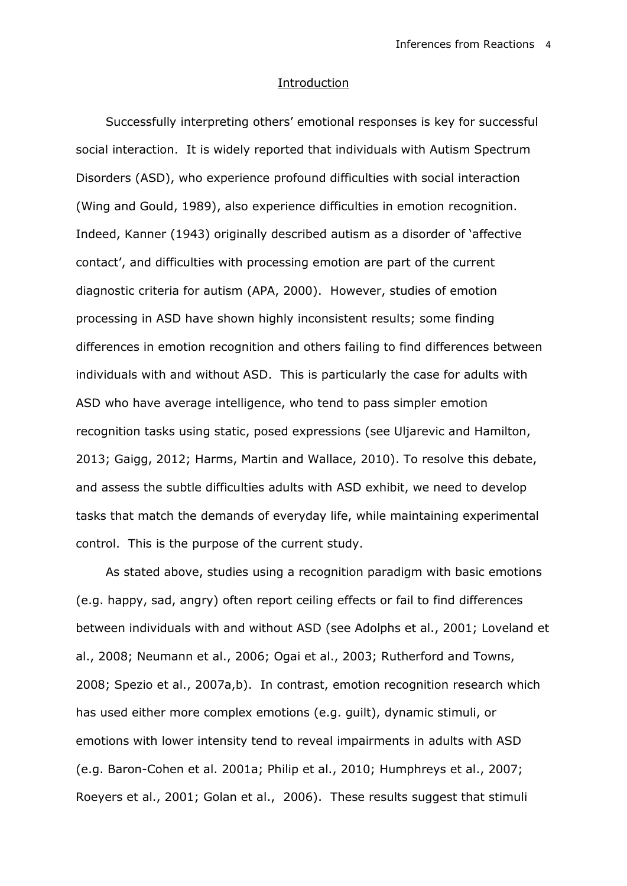## Introduction

Successfully interpreting others' emotional responses is key for successful social interaction. It is widely reported that individuals with Autism Spectrum Disorders (ASD), who experience profound difficulties with social interaction (Wing and Gould, 1989), also experience difficulties in emotion recognition. Indeed, Kanner (1943) originally described autism as a disorder of 'affective contact', and difficulties with processing emotion are part of the current diagnostic criteria for autism (APA, 2000). However, studies of emotion processing in ASD have shown highly inconsistent results; some finding differences in emotion recognition and others failing to find differences between individuals with and without ASD. This is particularly the case for adults with ASD who have average intelligence, who tend to pass simpler emotion recognition tasks using static, posed expressions (see Uljarevic and Hamilton, 2013; Gaigg, 2012; Harms, Martin and Wallace, 2010). To resolve this debate, and assess the subtle difficulties adults with ASD exhibit, we need to develop tasks that match the demands of everyday life, while maintaining experimental control. This is the purpose of the current study.

As stated above, studies using a recognition paradigm with basic emotions (e.g. happy, sad, angry) often report ceiling effects or fail to find differences between individuals with and without ASD (see Adolphs et al., 2001; Loveland et al., 2008; Neumann et al., 2006; Ogai et al., 2003; Rutherford and Towns, 2008; Spezio et al., 2007a,b). In contrast, emotion recognition research which has used either more complex emotions (e.g. guilt), dynamic stimuli, or emotions with lower intensity tend to reveal impairments in adults with ASD (e.g. Baron-Cohen et al. 2001a; Philip et al., 2010; Humphreys et al., 2007; Roeyers et al., 2001; Golan et al., 2006). These results suggest that stimuli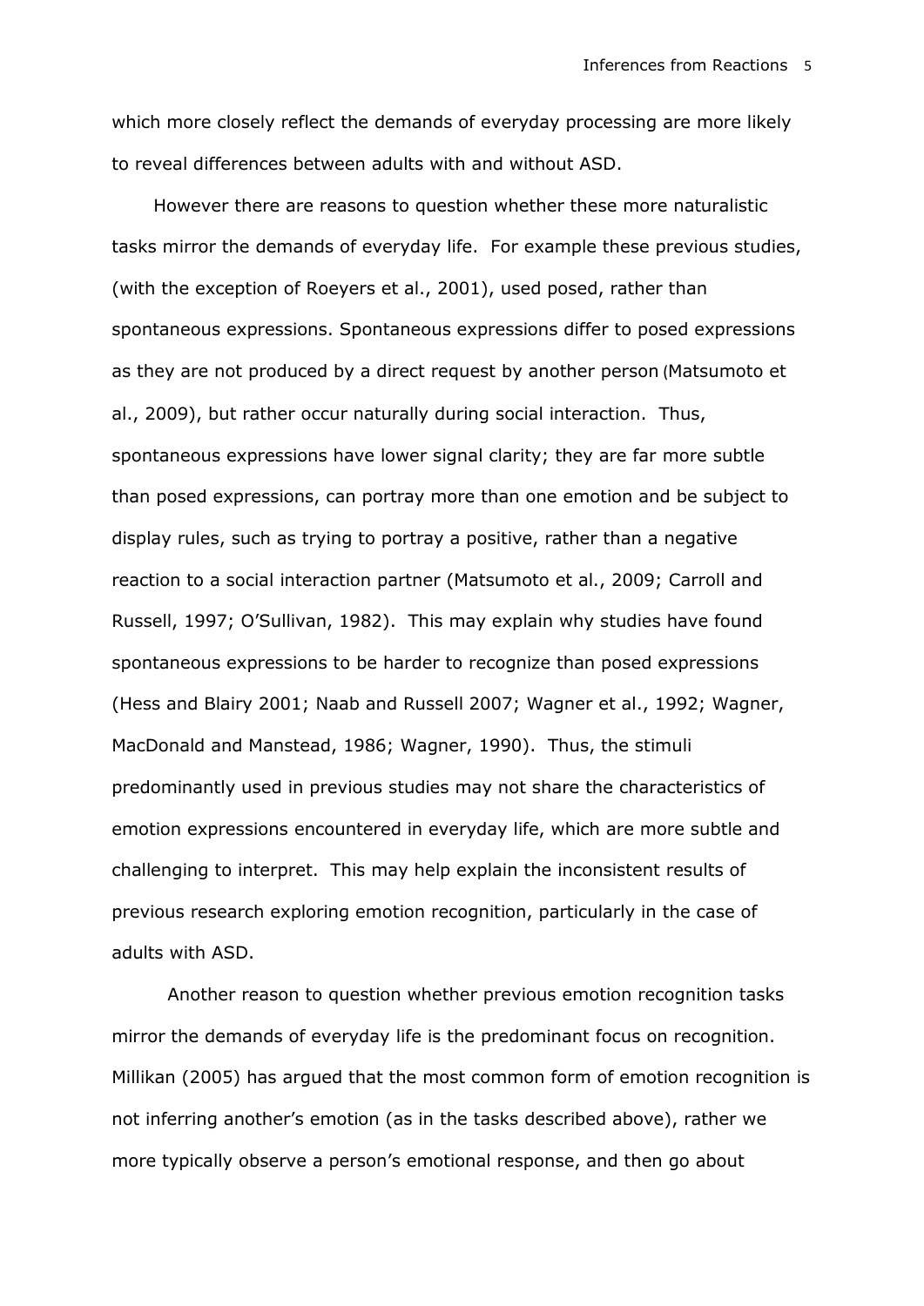which more closely reflect the demands of everyday processing are more likely to reveal differences between adults with and without ASD.

However there are reasons to question whether these more naturalistic tasks mirror the demands of everyday life. For example these previous studies, (with the exception of Roeyers et al., 2001), used posed, rather than spontaneous expressions. Spontaneous expressions differ to posed expressions as they are not produced by a direct request by another person (Matsumoto et al., 2009), but rather occur naturally during social interaction. Thus, spontaneous expressions have lower signal clarity; they are far more subtle than posed expressions, can portray more than one emotion and be subject to display rules, such as trying to portray a positive, rather than a negative reaction to a social interaction partner (Matsumoto et al., 2009; Carroll and Russell, 1997; O'Sullivan, 1982). This may explain why studies have found spontaneous expressions to be harder to recognize than posed expressions (Hess and Blairy 2001; Naab and Russell 2007; Wagner et al., 1992; Wagner, MacDonald and Manstead, 1986; Wagner, 1990). Thus, the stimuli predominantly used in previous studies may not share the characteristics of emotion expressions encountered in everyday life, which are more subtle and challenging to interpret. This may help explain the inconsistent results of previous research exploring emotion recognition, particularly in the case of adults with ASD.

Another reason to question whether previous emotion recognition tasks mirror the demands of everyday life is the predominant focus on recognition. Millikan (2005) has argued that the most common form of emotion recognition is not inferring another's emotion (as in the tasks described above), rather we more typically observe a person's emotional response, and then go about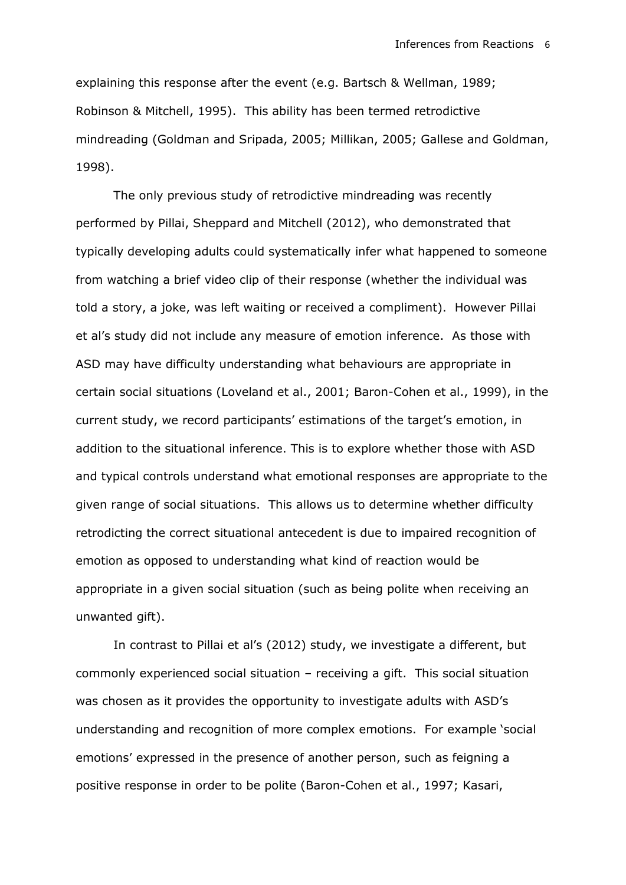explaining this response after the event (e.g. Bartsch & Wellman, 1989; Robinson & Mitchell, 1995). This ability has been termed retrodictive mindreading (Goldman and Sripada, 2005; Millikan, 2005; Gallese and Goldman, 1998).

The only previous study of retrodictive mindreading was recently performed by Pillai, Sheppard and Mitchell (2012), who demonstrated that typically developing adults could systematically infer what happened to someone from watching a brief video clip of their response (whether the individual was told a story, a joke, was left waiting or received a compliment). However Pillai et al's study did not include any measure of emotion inference. As those with ASD may have difficulty understanding what behaviours are appropriate in certain social situations (Loveland et al., 2001; Baron-Cohen et al., 1999), in the current study, we record participants' estimations of the target's emotion, in addition to the situational inference. This is to explore whether those with ASD and typical controls understand what emotional responses are appropriate to the given range of social situations. This allows us to determine whether difficulty retrodicting the correct situational antecedent is due to impaired recognition of emotion as opposed to understanding what kind of reaction would be appropriate in a given social situation (such as being polite when receiving an unwanted gift).

In contrast to Pillai et al's (2012) study, we investigate a different, but commonly experienced social situation – receiving a gift. This social situation was chosen as it provides the opportunity to investigate adults with ASD's understanding and recognition of more complex emotions. For example 'social emotions' expressed in the presence of another person, such as feigning a positive response in order to be polite (Baron-Cohen et al., 1997; Kasari,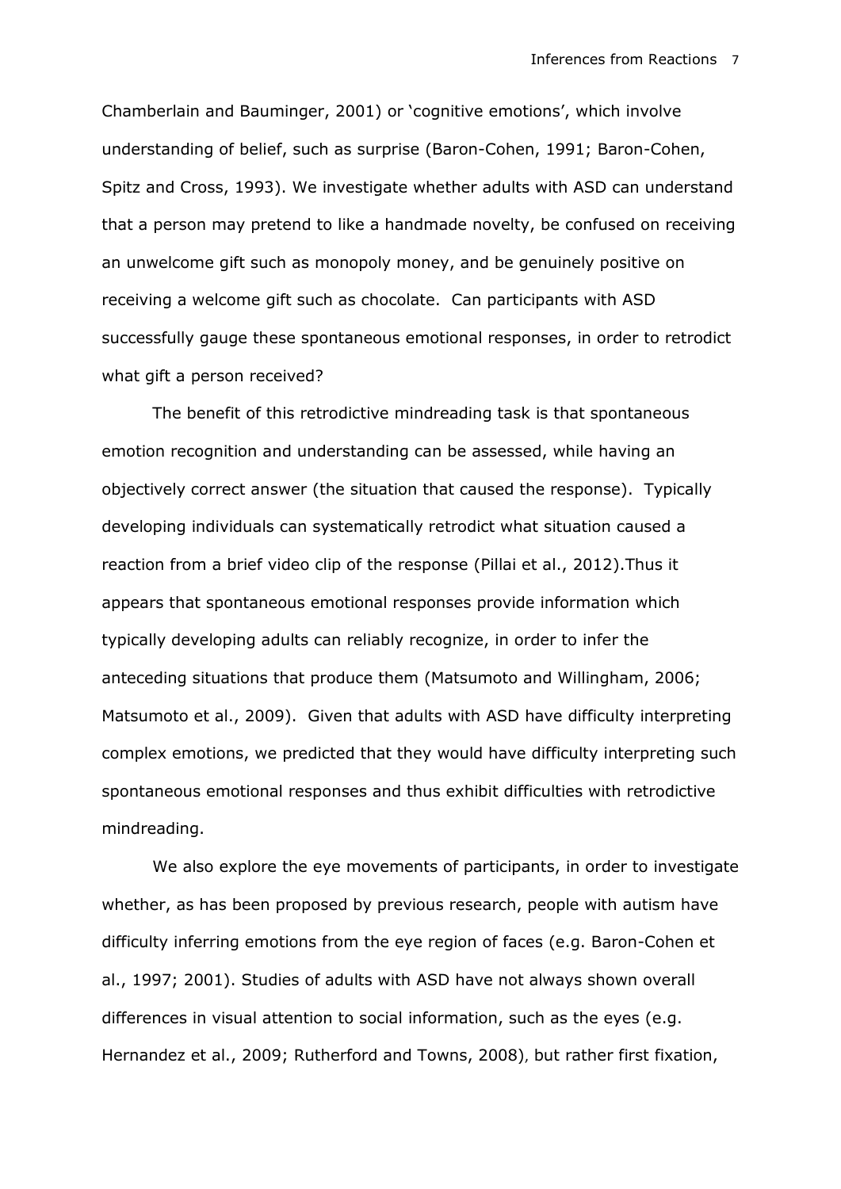Chamberlain and Bauminger, 2001) or 'cognitive emotions', which involve understanding of belief, such as surprise (Baron-Cohen, 1991; Baron-Cohen, Spitz and Cross, 1993). We investigate whether adults with ASD can understand that a person may pretend to like a handmade novelty, be confused on receiving an unwelcome gift such as monopoly money, and be genuinely positive on receiving a welcome gift such as chocolate. Can participants with ASD successfully gauge these spontaneous emotional responses, in order to retrodict what gift a person received?

The benefit of this retrodictive mindreading task is that spontaneous emotion recognition and understanding can be assessed, while having an objectively correct answer (the situation that caused the response). Typically developing individuals can systematically retrodict what situation caused a reaction from a brief video clip of the response (Pillai et al., 2012).Thus it appears that spontaneous emotional responses provide information which typically developing adults can reliably recognize, in order to infer the anteceding situations that produce them (Matsumoto and Willingham, 2006; Matsumoto et al., 2009). Given that adults with ASD have difficulty interpreting complex emotions, we predicted that they would have difficulty interpreting such spontaneous emotional responses and thus exhibit difficulties with retrodictive mindreading.

We also explore the eye movements of participants, in order to investigate whether, as has been proposed by previous research, people with autism have difficulty inferring emotions from the eye region of faces (e.g. Baron-Cohen et al., 1997; 2001). Studies of adults with ASD have not always shown overall differences in visual attention to social information, such as the eyes (e.g. Hernandez et al., 2009; Rutherford and Towns, 2008), but rather first fixation,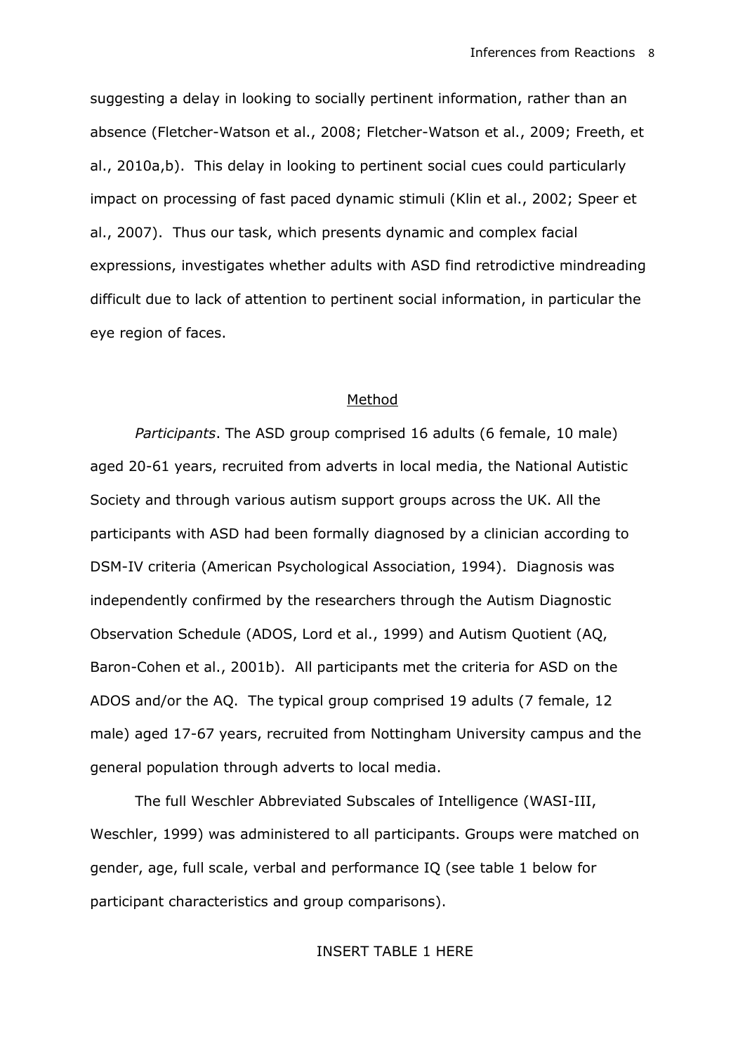suggesting a delay in looking to socially pertinent information, rather than an absence (Fletcher-Watson et al., 2008; Fletcher-Watson et al., 2009; Freeth, et al., 2010a,b). This delay in looking to pertinent social cues could particularly impact on processing of fast paced dynamic stimuli (Klin et al., 2002; Speer et al., 2007). Thus our task, which presents dynamic and complex facial expressions, investigates whether adults with ASD find retrodictive mindreading difficult due to lack of attention to pertinent social information, in particular the eye region of faces.

## Method

*Participants*. The ASD group comprised 16 adults (6 female, 10 male) aged 20-61 years, recruited from adverts in local media, the National Autistic Society and through various autism support groups across the UK. All the participants with ASD had been formally diagnosed by a clinician according to DSM-IV criteria (American Psychological Association, 1994). Diagnosis was independently confirmed by the researchers through the Autism Diagnostic Observation Schedule (ADOS, Lord et al., 1999) and Autism Quotient (AQ, Baron-Cohen et al., 2001b). All participants met the criteria for ASD on the ADOS and/or the AQ. The typical group comprised 19 adults (7 female, 12 male) aged 17-67 years, recruited from Nottingham University campus and the general population through adverts to local media.

The full Weschler Abbreviated Subscales of Intelligence (WASI-III, Weschler, 1999) was administered to all participants. Groups were matched on gender, age, full scale, verbal and performance IQ (see table 1 below for participant characteristics and group comparisons).

INSERT TABLE 1 HERE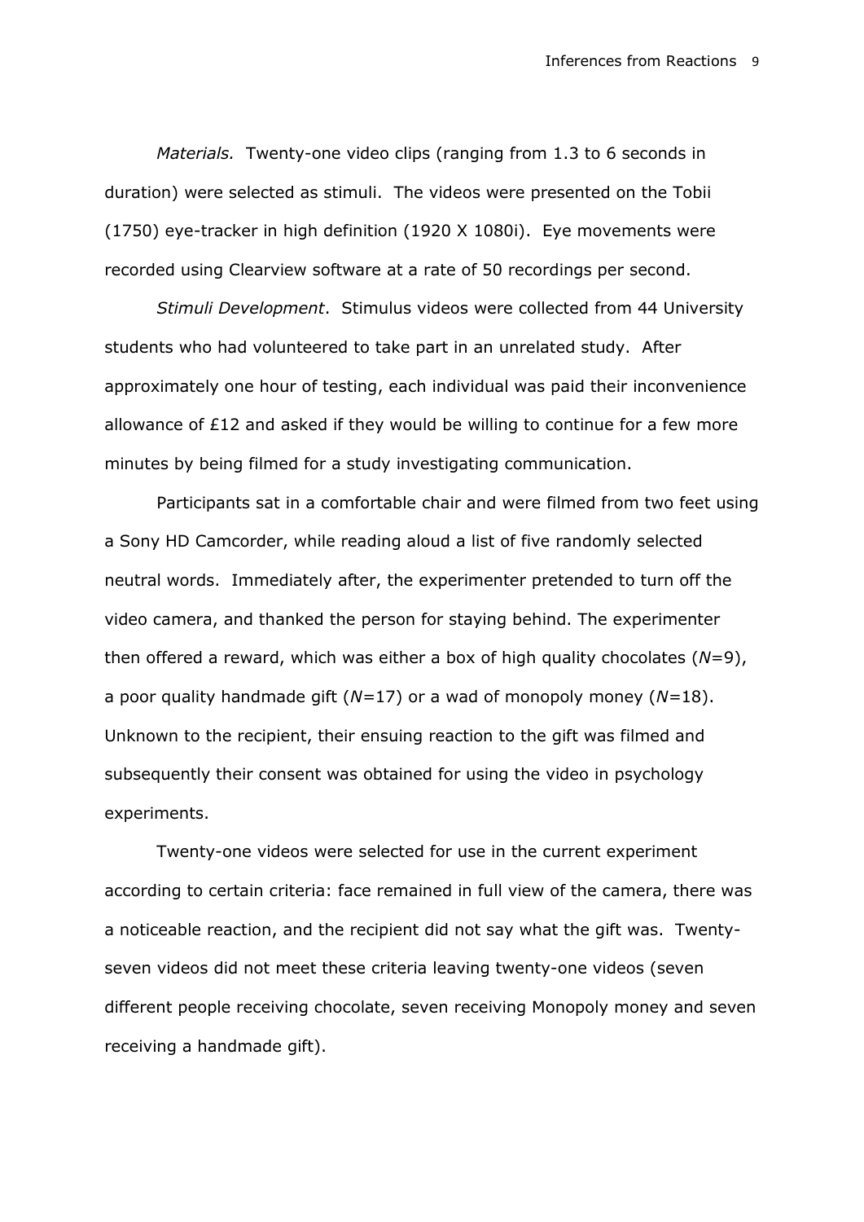*Materials.* Twenty-one video clips (ranging from 1.3 to 6 seconds in duration) were selected as stimuli. The videos were presented on the Tobii (1750) eye-tracker in high definition (1920 X 1080i). Eye movements were recorded using Clearview software at a rate of 50 recordings per second.

*Stimuli Development*. Stimulus videos were collected from 44 University students who had volunteered to take part in an unrelated study. After approximately one hour of testing, each individual was paid their inconvenience allowance of £12 and asked if they would be willing to continue for a few more minutes by being filmed for a study investigating communication.

Participants sat in a comfortable chair and were filmed from two feet using a Sony HD Camcorder, while reading aloud a list of five randomly selected neutral words. Immediately after, the experimenter pretended to turn off the video camera, and thanked the person for staying behind. The experimenter then offered a reward, which was either a box of high quality chocolates ($N$=9), a poor quality handmade gift ($N$=17) or a wad of monopoly money ($N$=18). Unknown to the recipient, their ensuing reaction to the gift was filmed and subsequently their consent was obtained for using the video in psychology experiments.

Twenty-one videos were selected for use in the current experiment according to certain criteria: face remained in full view of the camera, there was a noticeable reaction, and the recipient did not say what the gift was. Twenty-seven videos did not meet these criteria leaving twenty-one videos (seven different people receiving chocolate, seven receiving Monopoly money and seven receiving a handmade gift).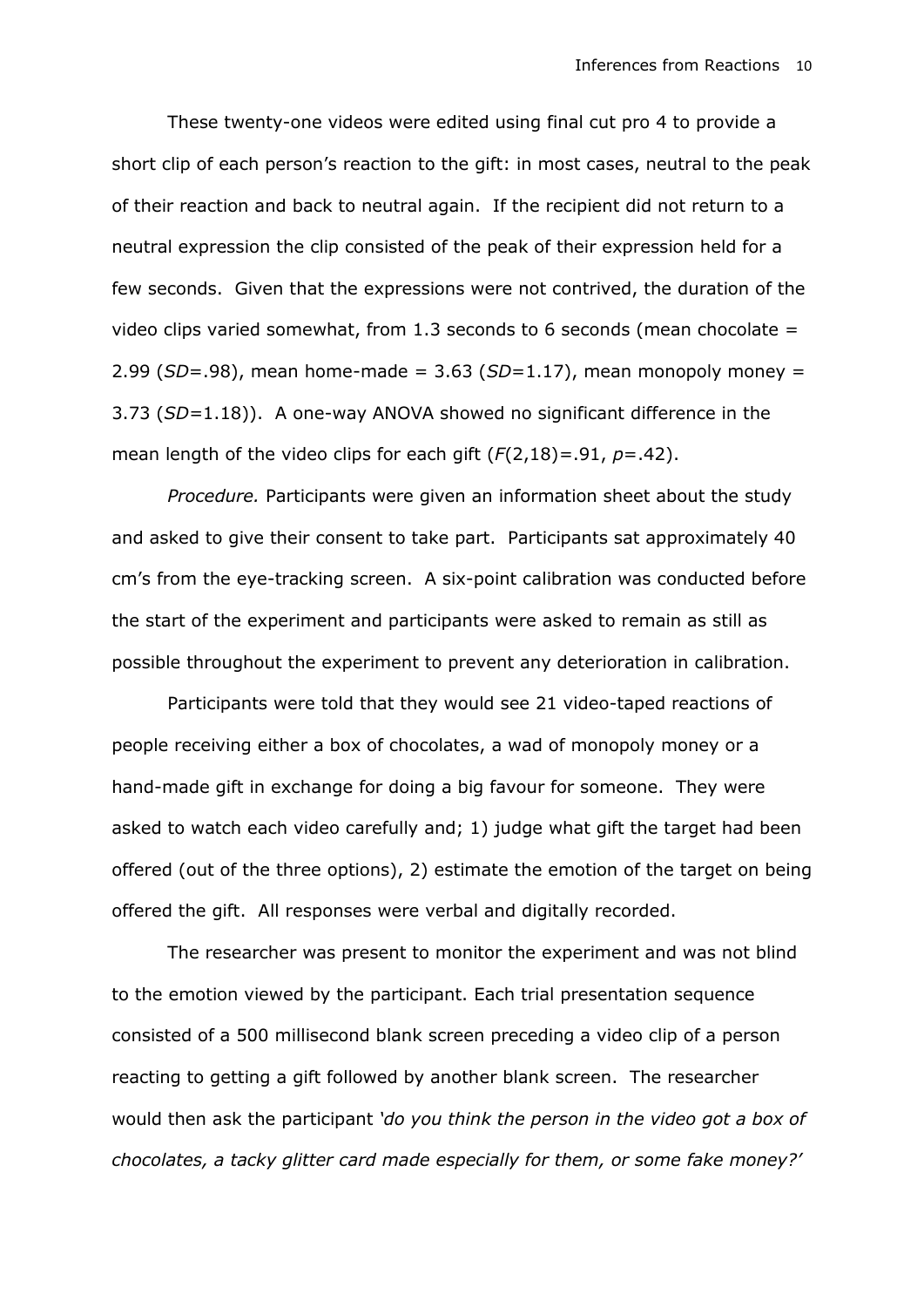These twenty-one videos were edited using final cut pro 4 to provide a short clip of each person's reaction to the gift: in most cases, neutral to the peak of their reaction and back to neutral again. If the recipient did not return to a neutral expression the clip consisted of the peak of their expression held for a few seconds. Given that the expressions were not contrived, the duration of the video clips varied somewhat, from 1.3 seconds to 6 seconds (mean chocolate = 2.99 ($SD$=.98), mean home-made = 3.63 ($SD$=1.17), mean monopoly money = 3.73 ($SD$=1.18)). A one-way ANOVA showed no significant difference in the mean length of the video clips for each gift ($F(2,18)=.91$, $p=.42$).

*Procedure.* Participants were given an information sheet about the study and asked to give their consent to take part. Participants sat approximately 40 cm's from the eye-tracking screen. A six-point calibration was conducted before the start of the experiment and participants were asked to remain as still as possible throughout the experiment to prevent any deterioration in calibration.

Participants were told that they would see 21 video-taped reactions of people receiving either a box of chocolates, a wad of monopoly money or a hand-made gift in exchange for doing a big favour for someone. They were asked to watch each video carefully and; 1) judge what gift the target had been offered (out of the three options), 2) estimate the emotion of the target on being offered the gift. All responses were verbal and digitally recorded.

The researcher was present to monitor the experiment and was not blind to the emotion viewed by the participant. Each trial presentation sequence consisted of a 500 millisecond blank screen preceding a video clip of a person reacting to getting a gift followed by another blank screen. The researcher would then ask the participant *'do you think the person in the video got a box of chocolates, a tacky glitter card made especially for them, or some fake money?'*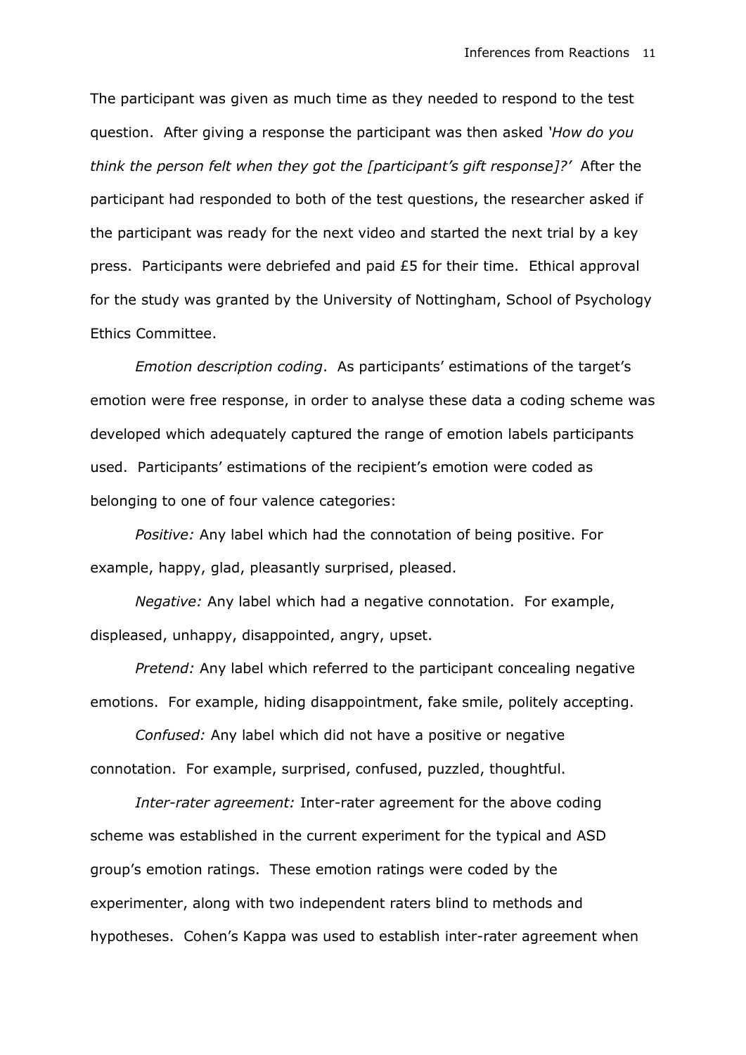The participant was given as much time as they needed to respond to the test question. After giving a response the participant was then asked *'How do you think the person felt when they got the [participant's gift response]?'* After the participant had responded to both of the test questions, the researcher asked if the participant was ready for the next video and started the next trial by a key press. Participants were debriefed and paid £5 for their time. Ethical approval for the study was granted by the University of Nottingham, School of Psychology Ethics Committee.

*Emotion description coding*. As participants' estimations of the target's emotion were free response, in order to analyse these data a coding scheme was developed which adequately captured the range of emotion labels participants used. Participants' estimations of the recipient's emotion were coded as belonging to one of four valence categories:

*Positive:* Any label which had the connotation of being positive. For example, happy, glad, pleasantly surprised, pleased.

*Negative:* Any label which had a negative connotation. For example, displeased, unhappy, disappointed, angry, upset.

*Pretend:* Any label which referred to the participant concealing negative emotions. For example, hiding disappointment, fake smile, politely accepting.

*Confused:* Any label which did not have a positive or negative connotation. For example, surprised, confused, puzzled, thoughtful.

*Inter-rater agreement:* Inter-rater agreement for the above coding scheme was established in the current experiment for the typical and ASD group's emotion ratings. These emotion ratings were coded by the experimenter, along with two independent raters blind to methods and hypotheses. Cohen's Kappa was used to establish inter-rater agreement when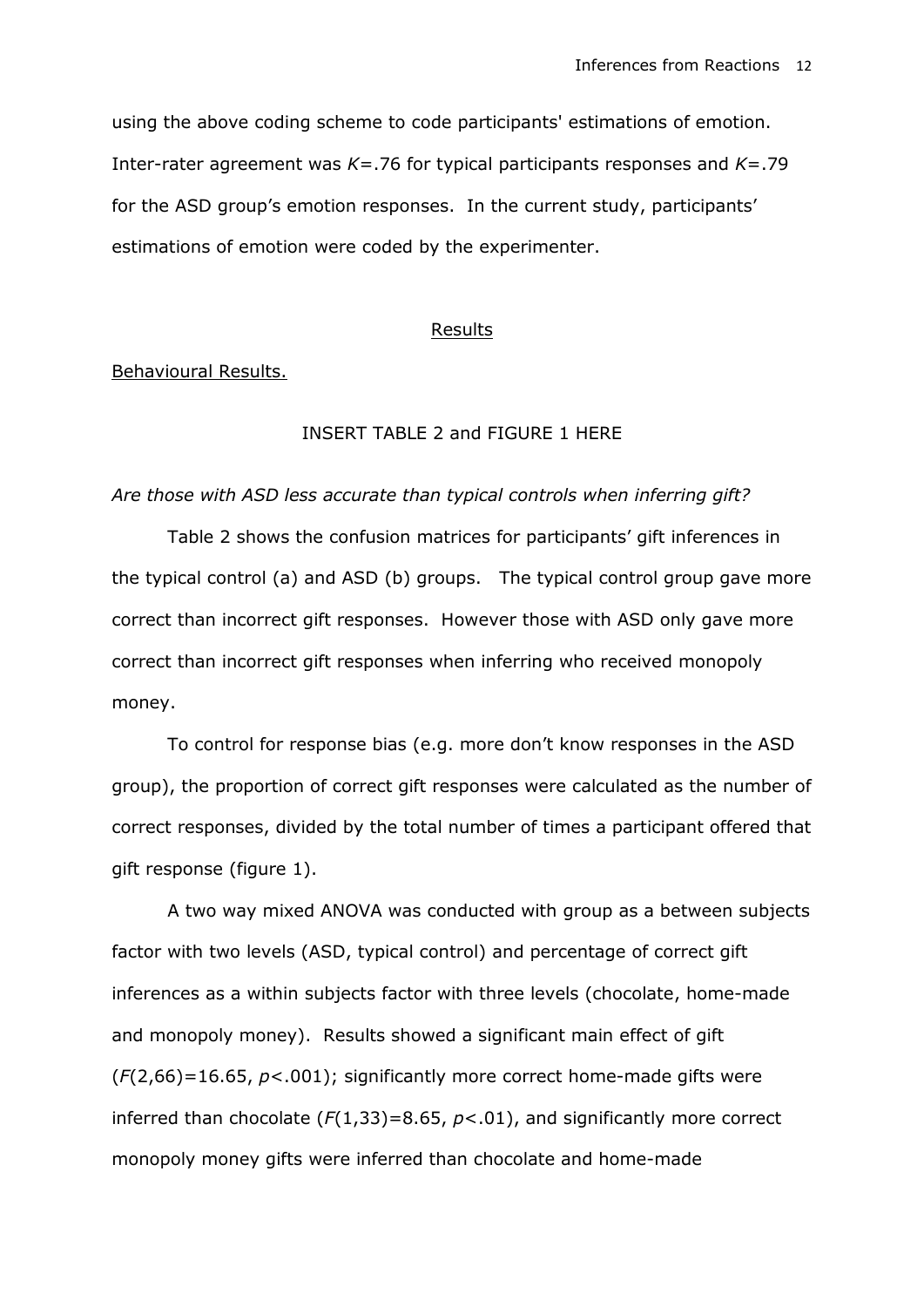using the above coding scheme to code participants' estimations of emotion. Inter-rater agreement was $K$=.76 for typical participants responses and $K$=.79 for the ASD group's emotion responses. In the current study, participants' estimations of emotion were coded by the experimenter.

## Results

### Behavioural Results.

INSERT TABLE 2 and FIGURE 1 HERE

*Are those with ASD less accurate than typical controls when inferring gift?*

Table 2 shows the confusion matrices for participants' gift inferences in the typical control (a) and ASD (b) groups. The typical control group gave more correct than incorrect gift responses. However those with ASD only gave more correct than incorrect gift responses when inferring who received monopoly money.

To control for response bias (e.g. more don't know responses in the ASD group), the proportion of correct gift responses were calculated as the number of correct responses, divided by the total number of times a participant offered that gift response (figure 1).

A two way mixed ANOVA was conducted with group as a between subjects factor with two levels (ASD, typical control) and percentage of correct gift inferences as a within subjects factor with three levels (chocolate, home-made and monopoly money). Results showed a significant main effect of gift ($F(2,66)=16.65$, $p<.001$); significantly more correct home-made gifts were inferred than chocolate ($F(1,33)=8.65$, $p<.01$), and significantly more correct monopoly money gifts were inferred than chocolate and home-made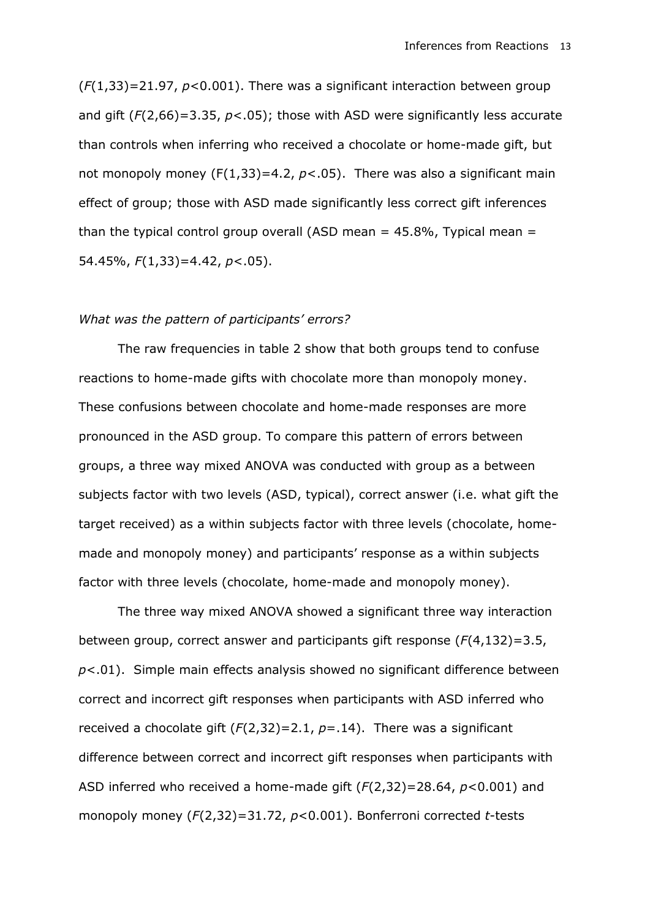($F(1,33)=21.97$, $p<0.001$). There was a significant interaction between group and gift ($F(2,66)=3.35$, $p<.05$); those with ASD were significantly less accurate than controls when inferring who received a chocolate or home-made gift, but not monopoly money ($F(1,33)=4.2$, $p<.05$). There was also a significant main effect of group; those with ASD made significantly less correct gift inferences than the typical control group overall (ASD mean = 45.8%, Typical mean = 54.45%, $F(1,33)=4.42$, $p<.05$).

*What was the pattern of participants' errors?*

The raw frequencies in table 2 show that both groups tend to confuse reactions to home-made gifts with chocolate more than monopoly money. These confusions between chocolate and home-made responses are more pronounced in the ASD group. To compare this pattern of errors between groups, a three way mixed ANOVA was conducted with group as a between subjects factor with two levels (ASD, typical), correct answer (i.e. what gift the target received) as a within subjects factor with three levels (chocolate, home-made and monopoly money) and participants' response as a within subjects factor with three levels (chocolate, home-made and monopoly money).

The three way mixed ANOVA showed a significant three way interaction between group, correct answer and participants gift response ($F(4,132)=3.5$, $p<.01$). Simple main effects analysis showed no significant difference between correct and incorrect gift responses when participants with ASD inferred who received a chocolate gift ($F(2,32)=2.1$, $p=.14$). There was a significant difference between correct and incorrect gift responses when participants with ASD inferred who received a home-made gift ($F(2,32)=28.64$, $p<0.001$) and monopoly money ($F(2,32)=31.72$, $p<0.001$). Bonferroni corrected *t*-tests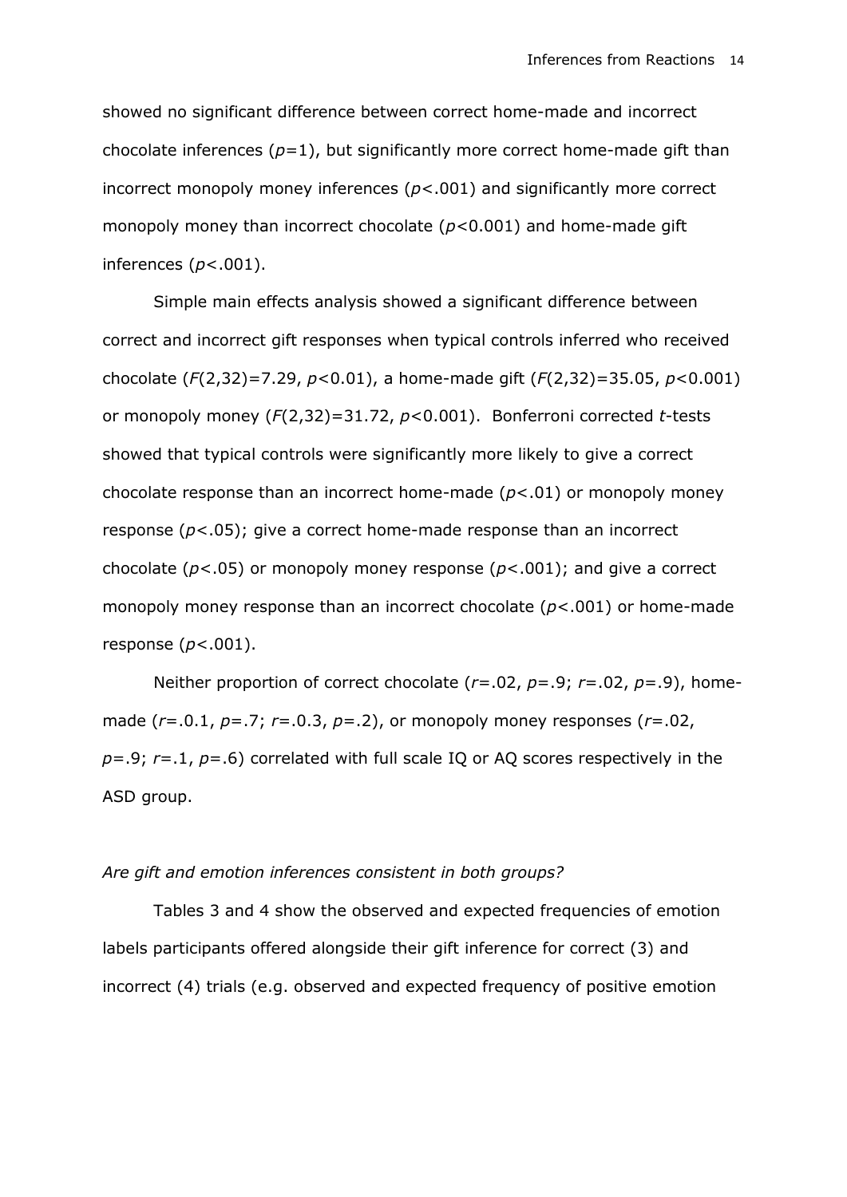showed no significant difference between correct home-made and incorrect chocolate inferences ($p$=1), but significantly more correct home-made gift than incorrect monopoly money inferences ($p$<.001) and significantly more correct monopoly money than incorrect chocolate ($p$<0.001) and home-made gift inferences ($p$<.001).

Simple main effects analysis showed a significant difference between correct and incorrect gift responses when typical controls inferred who received chocolate ($F(2,32)$=7.29, $p$<0.01), a home-made gift ($F(2,32)$=35.05, $p$<0.001) or monopoly money ($F(2,32)$=31.72, $p$<0.001). Bonferroni corrected $t$-tests showed that typical controls were significantly more likely to give a correct chocolate response than an incorrect home-made ($p$<.01) or monopoly money response ($p$<.05); give a correct home-made response than an incorrect chocolate ($p$<.05) or monopoly money response ($p$<.001); and give a correct monopoly money response than an incorrect chocolate ($p$<.001) or home-made response ($p$<.001).

Neither proportion of correct chocolate ($r$=.02, $p$=.9; $r$=.02, $p$=.9), home-made ($r$=.0.1, $p$=.7; $r$=.0.3, $p$=.2), or monopoly money responses ($r$=.02, $p$=.9; $r$=.1, $p$=.6) correlated with full scale IQ or AQ scores respectively in the ASD group.

*Are gift and emotion inferences consistent in both groups?*

Tables 3 and 4 show the observed and expected frequencies of emotion labels participants offered alongside their gift inference for correct (3) and incorrect (4) trials (e.g. observed and expected frequency of positive emotion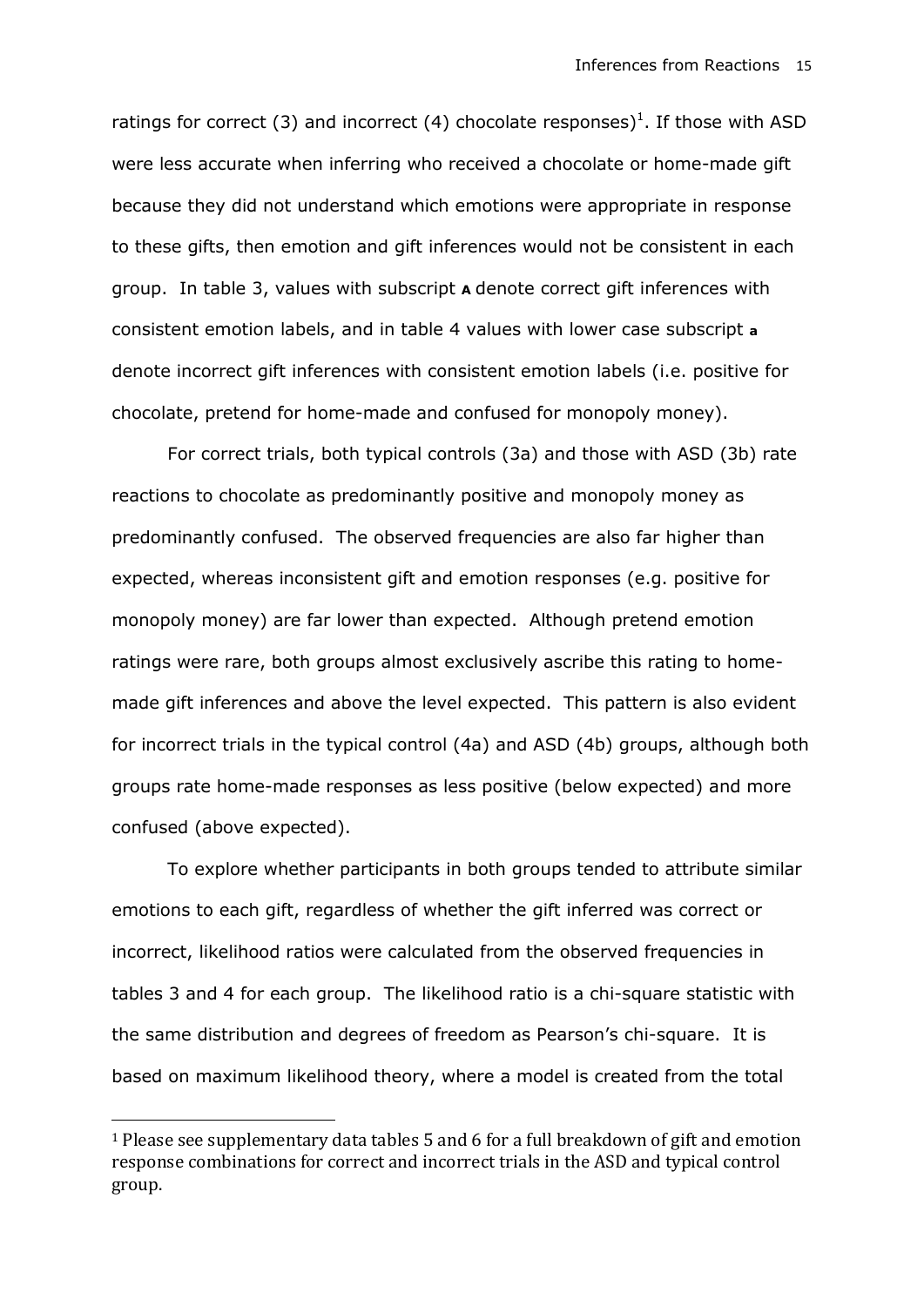ratings for correct (3) and incorrect (4) chocolate responses)[1]. If those with ASD were less accurate when inferring who received a chocolate or home-made gift because they did not understand which emotions were appropriate in response to these gifts, then emotion and gift inferences would not be consistent in each group. In table 3, values with subscript **A** denote correct gift inferences with consistent emotion labels, and in table 4 values with lower case subscript **a** denote incorrect gift inferences with consistent emotion labels (i.e. positive for chocolate, pretend for home-made and confused for monopoly money).

For correct trials, both typical controls (3a) and those with ASD (3b) rate reactions to chocolate as predominantly positive and monopoly money as predominantly confused. The observed frequencies are also far higher than expected, whereas inconsistent gift and emotion responses (e.g. positive for monopoly money) are far lower than expected. Although pretend emotion ratings were rare, both groups almost exclusively ascribe this rating to home-made gift inferences and above the level expected. This pattern is also evident for incorrect trials in the typical control (4a) and ASD (4b) groups, although both groups rate home-made responses as less positive (below expected) and more confused (above expected).

To explore whether participants in both groups tended to attribute similar emotions to each gift, regardless of whether the gift inferred was correct or incorrect, likelihood ratios were calculated from the observed frequencies in tables 3 and 4 for each group. The likelihood ratio is a chi-square statistic with the same distribution and degrees of freedom as Pearson's chi-square. It is based on maximum likelihood theory, where a model is created from the total

---

[1] Please see supplementary data tables 5 and 6 for a full breakdown of gift and emotion response combinations for correct and incorrect trials in the ASD and typical control group.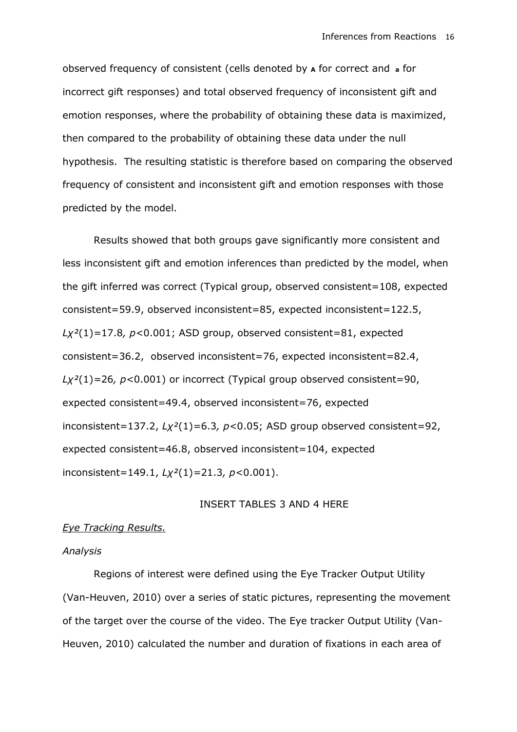observed frequency of consistent (cells denoted by **A** for correct and **a** for incorrect gift responses) and total observed frequency of inconsistent gift and emotion responses, where the probability of obtaining these data is maximized, then compared to the probability of obtaining these data under the null hypothesis. The resulting statistic is therefore based on comparing the observed frequency of consistent and inconsistent gift and emotion responses with those predicted by the model.

Results showed that both groups gave significantly more consistent and less inconsistent gift and emotion inferences than predicted by the model, when the gift inferred was correct (Typical group, observed consistent=108, expected consistent=59.9, observed inconsistent=85, expected inconsistent=122.5, $L\chi^2(1)=17.8$, $p<0.001$; ASD group, observed consistent=81, expected consistent=36.2, observed inconsistent=76, expected inconsistent=82.4, $L\chi^2(1)=26$, $p<0.001$) or incorrect (Typical group observed consistent=90, expected consistent=49.4, observed inconsistent=76, expected inconsistent=137.2, $L\chi^2(1)=6.3$, $p<0.05$; ASD group observed consistent=92, expected consistent=46.8, observed inconsistent=104, expected inconsistent=149.1, $L\chi^2(1)=21.3$, $p<0.001$).

INSERT TABLES 3 AND 4 HERE

<u>*Eye Tracking Results.*</u>

*Analysis*

Regions of interest were defined using the Eye Tracker Output Utility (Van-Heuven, 2010) over a series of static pictures, representing the movement of the target over the course of the video. The Eye tracker Output Utility (Van-Heuven, 2010) calculated the number and duration of fixations in each area of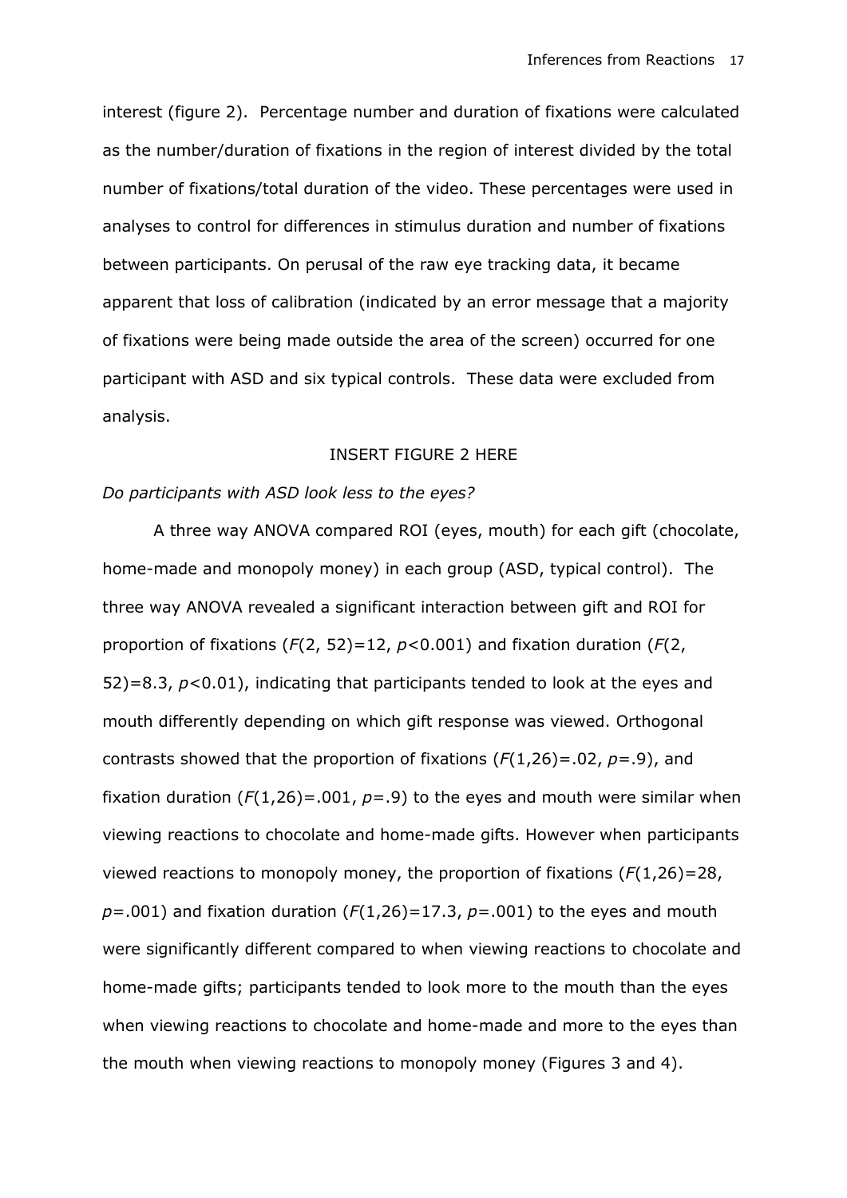interest (figure 2). Percentage number and duration of fixations were calculated as the number/duration of fixations in the region of interest divided by the total number of fixations/total duration of the video. These percentages were used in analyses to control for differences in stimulus duration and number of fixations between participants. On perusal of the raw eye tracking data, it became apparent that loss of calibration (indicated by an error message that a majority of fixations were being made outside the area of the screen) occurred for one participant with ASD and six typical controls. These data were excluded from analysis.

INSERT FIGURE 2 HERE

*Do participants with ASD look less to the eyes?*

A three way ANOVA compared ROI (eyes, mouth) for each gift (chocolate, home-made and monopoly money) in each group (ASD, typical control). The three way ANOVA revealed a significant interaction between gift and ROI for proportion of fixations ($F(2, 52)=12$, $p<0.001$) and fixation duration ($F(2, 52)=8.3$, $p<0.01$), indicating that participants tended to look at the eyes and mouth differently depending on which gift response was viewed. Orthogonal contrasts showed that the proportion of fixations ($F(1,26)=.02$, $p=.9$), and fixation duration ($F(1,26)=.001$, $p=.9$) to the eyes and mouth were similar when viewing reactions to chocolate and home-made gifts. However when participants viewed reactions to monopoly money, the proportion of fixations ($F(1,26)=28$, $p=.001$) and fixation duration ($F(1,26)=17.3$, $p=.001$) to the eyes and mouth were significantly different compared to when viewing reactions to chocolate and home-made gifts; participants tended to look more to the mouth than the eyes when viewing reactions to chocolate and home-made and more to the eyes than the mouth when viewing reactions to monopoly money (Figures 3 and 4).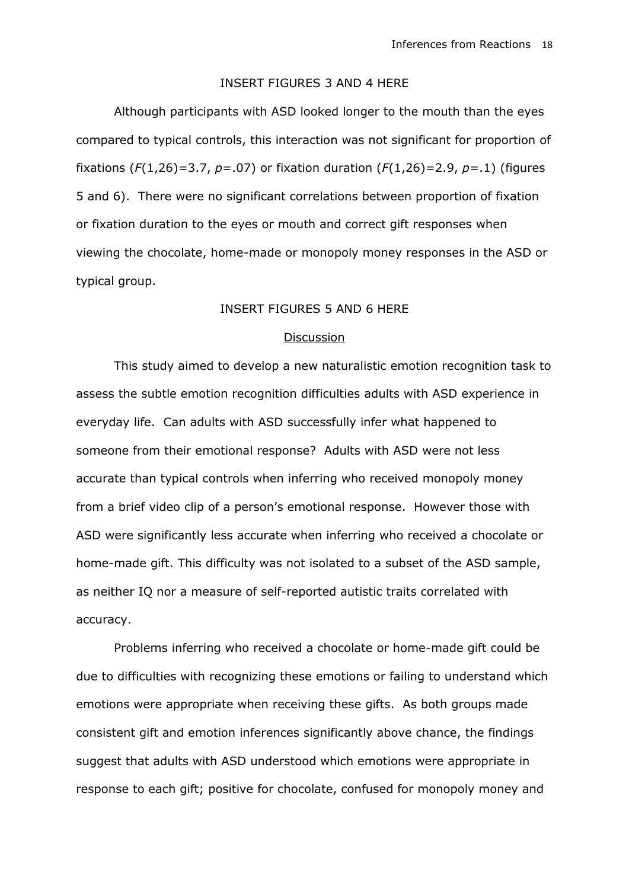INSERT FIGURES 3 AND 4 HERE

Although participants with ASD looked longer to the mouth than the eyes compared to typical controls, this interaction was not significant for proportion of fixations ($F(1,26)=3.7$, $p=.07$) or fixation duration ($F(1,26)=2.9$, $p=.1$) (figures 5 and 6). There were no significant correlations between proportion of fixation or fixation duration to the eyes or mouth and correct gift responses when viewing the chocolate, home-made or monopoly money responses in the ASD or typical group.

INSERT FIGURES 5 AND 6 HERE

## Discussion

This study aimed to develop a new naturalistic emotion recognition task to assess the subtle emotion recognition difficulties adults with ASD experience in everyday life. Can adults with ASD successfully infer what happened to someone from their emotional response? Adults with ASD were not less accurate than typical controls when inferring who received monopoly money from a brief video clip of a person's emotional response. However those with ASD were significantly less accurate when inferring who received a chocolate or home-made gift. This difficulty was not isolated to a subset of the ASD sample, as neither IQ nor a measure of self-reported autistic traits correlated with accuracy.

Problems inferring who received a chocolate or home-made gift could be due to difficulties with recognizing these emotions or failing to understand which emotions were appropriate when receiving these gifts. As both groups made consistent gift and emotion inferences significantly above chance, the findings suggest that adults with ASD understood which emotions were appropriate in response to each gift; positive for chocolate, confused for monopoly money and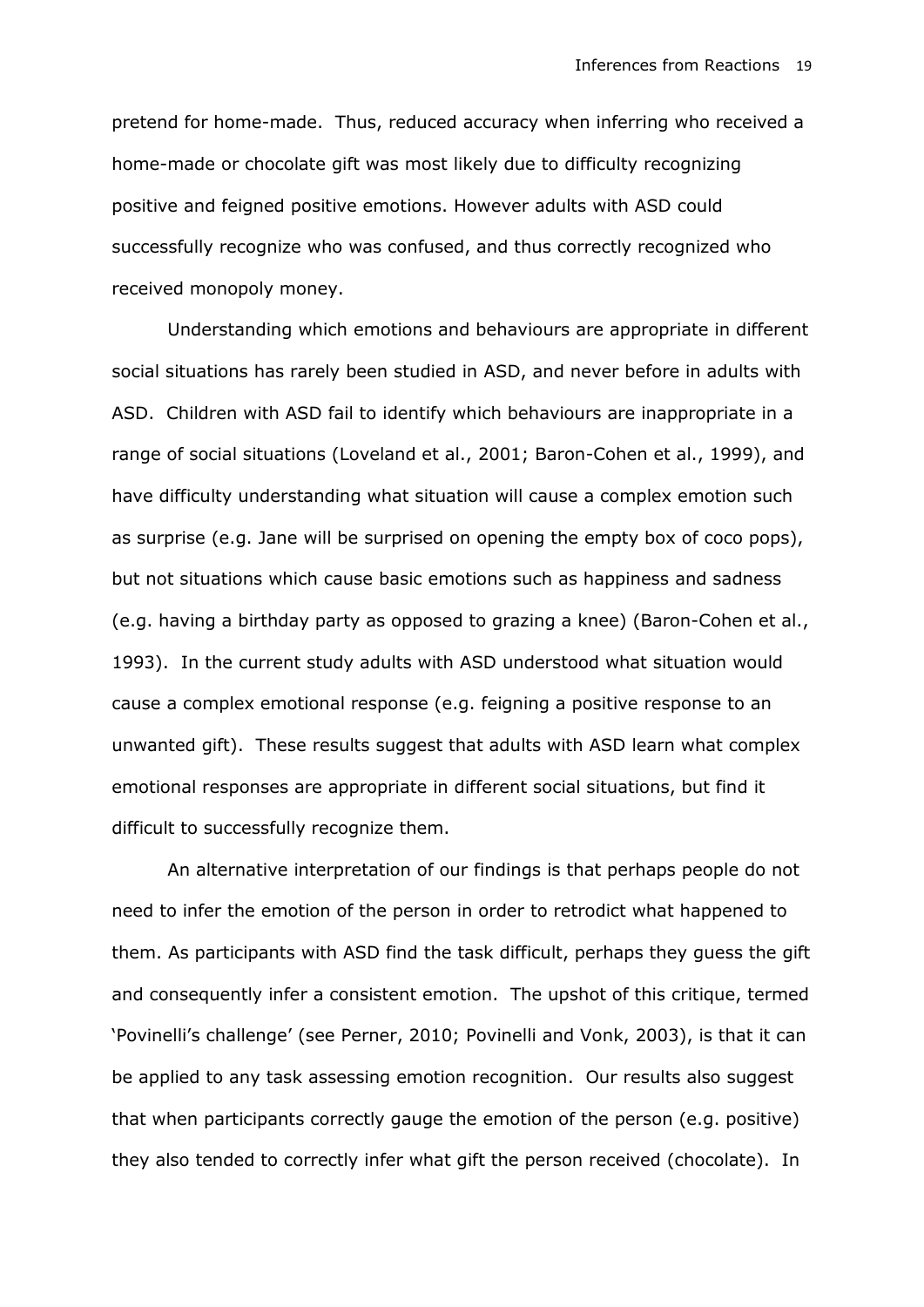pretend for home-made. Thus, reduced accuracy when inferring who received a home-made or chocolate gift was most likely due to difficulty recognizing positive and feigned positive emotions. However adults with ASD could successfully recognize who was confused, and thus correctly recognized who received monopoly money.

Understanding which emotions and behaviours are appropriate in different social situations has rarely been studied in ASD, and never before in adults with ASD. Children with ASD fail to identify which behaviours are inappropriate in a range of social situations (Loveland et al., 2001; Baron-Cohen et al., 1999), and have difficulty understanding what situation will cause a complex emotion such as surprise (e.g. Jane will be surprised on opening the empty box of coco pops), but not situations which cause basic emotions such as happiness and sadness (e.g. having a birthday party as opposed to grazing a knee) (Baron-Cohen et al., 1993). In the current study adults with ASD understood what situation would cause a complex emotional response (e.g. feigning a positive response to an unwanted gift). These results suggest that adults with ASD learn what complex emotional responses are appropriate in different social situations, but find it difficult to successfully recognize them.

An alternative interpretation of our findings is that perhaps people do not need to infer the emotion of the person in order to retrodict what happened to them. As participants with ASD find the task difficult, perhaps they guess the gift and consequently infer a consistent emotion. The upshot of this critique, termed 'Povinelli's challenge' (see Perner, 2010; Povinelli and Vonk, 2003), is that it can be applied to any task assessing emotion recognition. Our results also suggest that when participants correctly gauge the emotion of the person (e.g. positive) they also tended to correctly infer what gift the person received (chocolate). In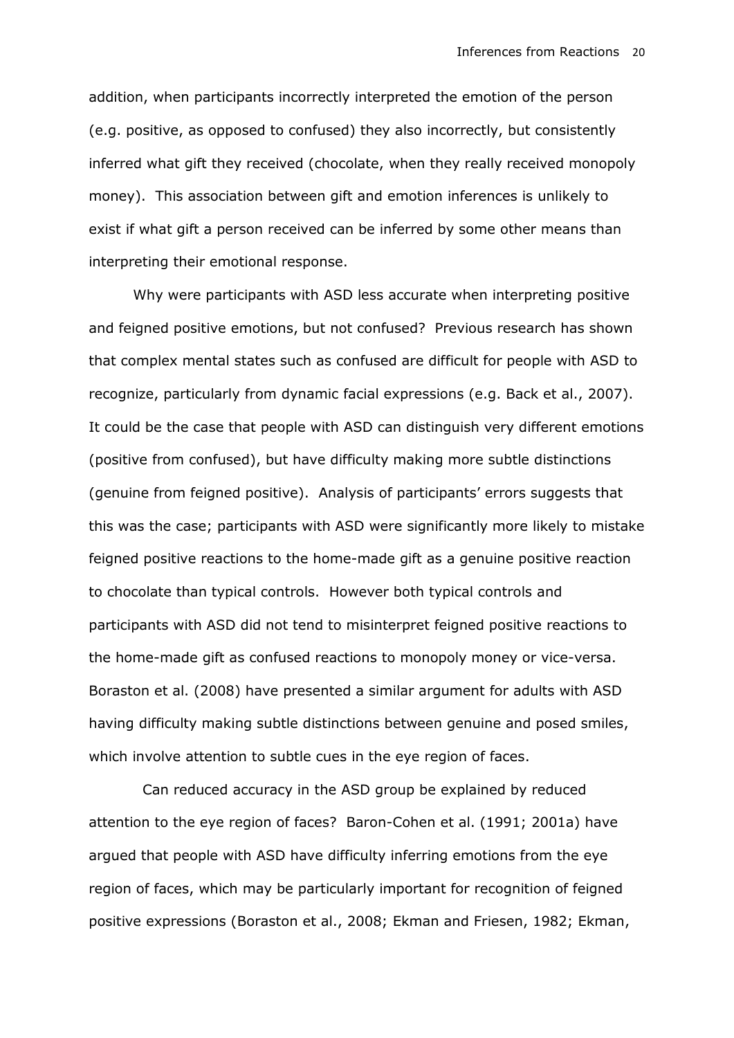addition, when participants incorrectly interpreted the emotion of the person (e.g. positive, as opposed to confused) they also incorrectly, but consistently inferred what gift they received (chocolate, when they really received monopoly money). This association between gift and emotion inferences is unlikely to exist if what gift a person received can be inferred by some other means than interpreting their emotional response.

Why were participants with ASD less accurate when interpreting positive and feigned positive emotions, but not confused? Previous research has shown that complex mental states such as confused are difficult for people with ASD to recognize, particularly from dynamic facial expressions (e.g. Back et al., 2007). It could be the case that people with ASD can distinguish very different emotions (positive from confused), but have difficulty making more subtle distinctions (genuine from feigned positive). Analysis of participants' errors suggests that this was the case; participants with ASD were significantly more likely to mistake feigned positive reactions to the home-made gift as a genuine positive reaction to chocolate than typical controls. However both typical controls and participants with ASD did not tend to misinterpret feigned positive reactions to the home-made gift as confused reactions to monopoly money or vice-versa. Boraston et al. (2008) have presented a similar argument for adults with ASD having difficulty making subtle distinctions between genuine and posed smiles, which involve attention to subtle cues in the eye region of faces.

Can reduced accuracy in the ASD group be explained by reduced attention to the eye region of faces? Baron-Cohen et al. (1991; 2001a) have argued that people with ASD have difficulty inferring emotions from the eye region of faces, which may be particularly important for recognition of feigned positive expressions (Boraston et al., 2008; Ekman and Friesen, 1982; Ekman,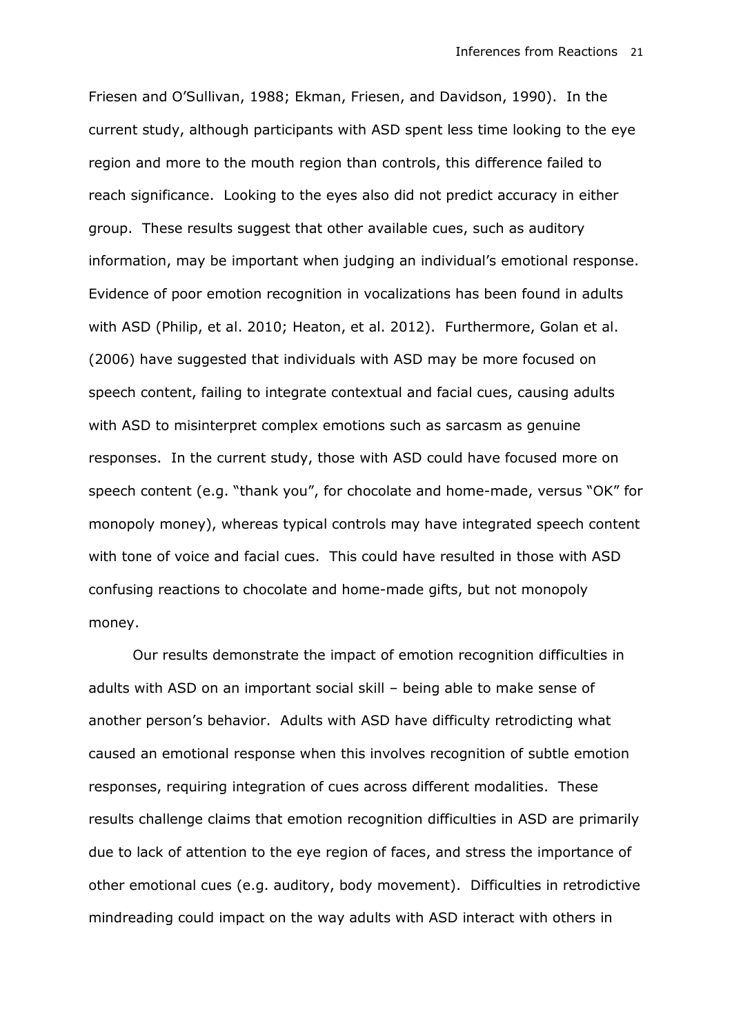Friesen and O'Sullivan, 1988; Ekman, Friesen, and Davidson, 1990). In the current study, although participants with ASD spent less time looking to the eye region and more to the mouth region than controls, this difference failed to reach significance. Looking to the eyes also did not predict accuracy in either group. These results suggest that other available cues, such as auditory information, may be important when judging an individual's emotional response. Evidence of poor emotion recognition in vocalizations has been found in adults with ASD (Philip, et al. 2010; Heaton, et al. 2012). Furthermore, Golan et al. (2006) have suggested that individuals with ASD may be more focused on speech content, failing to integrate contextual and facial cues, causing adults with ASD to misinterpret complex emotions such as sarcasm as genuine responses. In the current study, those with ASD could have focused more on speech content (e.g. "thank you", for chocolate and home-made, versus "OK" for monopoly money), whereas typical controls may have integrated speech content with tone of voice and facial cues. This could have resulted in those with ASD confusing reactions to chocolate and home-made gifts, but not monopoly money.

Our results demonstrate the impact of emotion recognition difficulties in adults with ASD on an important social skill – being able to make sense of another person's behavior. Adults with ASD have difficulty retrodicting what caused an emotional response when this involves recognition of subtle emotion responses, requiring integration of cues across different modalities. These results challenge claims that emotion recognition difficulties in ASD are primarily due to lack of attention to the eye region of faces, and stress the importance of other emotional cues (e.g. auditory, body movement). Difficulties in retrodictive mindreading could impact on the way adults with ASD interact with others in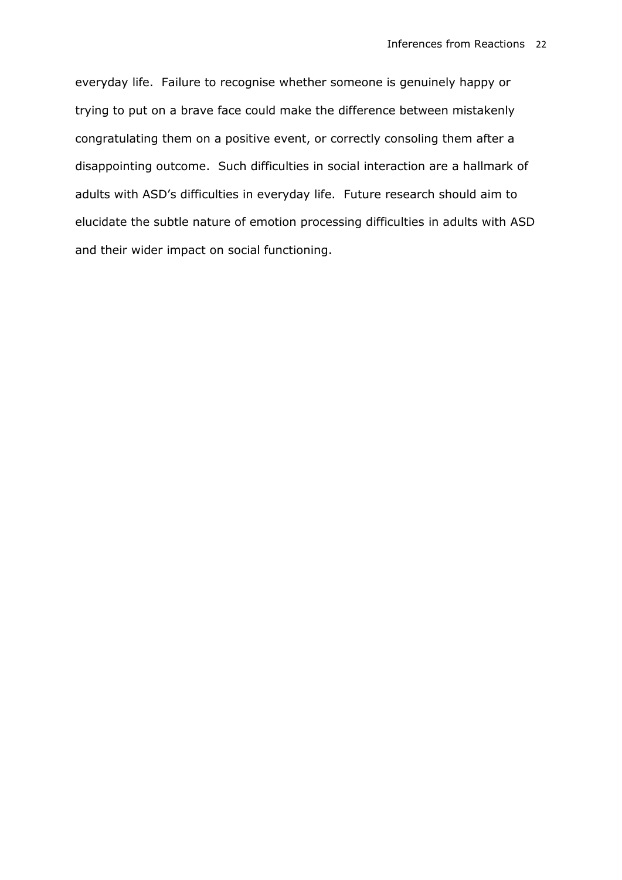everyday life. Failure to recognise whether someone is genuinely happy or trying to put on a brave face could make the difference between mistakenly congratulating them on a positive event, or correctly consoling them after a disappointing outcome. Such difficulties in social interaction are a hallmark of adults with ASD's difficulties in everyday life. Future research should aim to elucidate the subtle nature of emotion processing difficulties in adults with ASD and their wider impact on social functioning.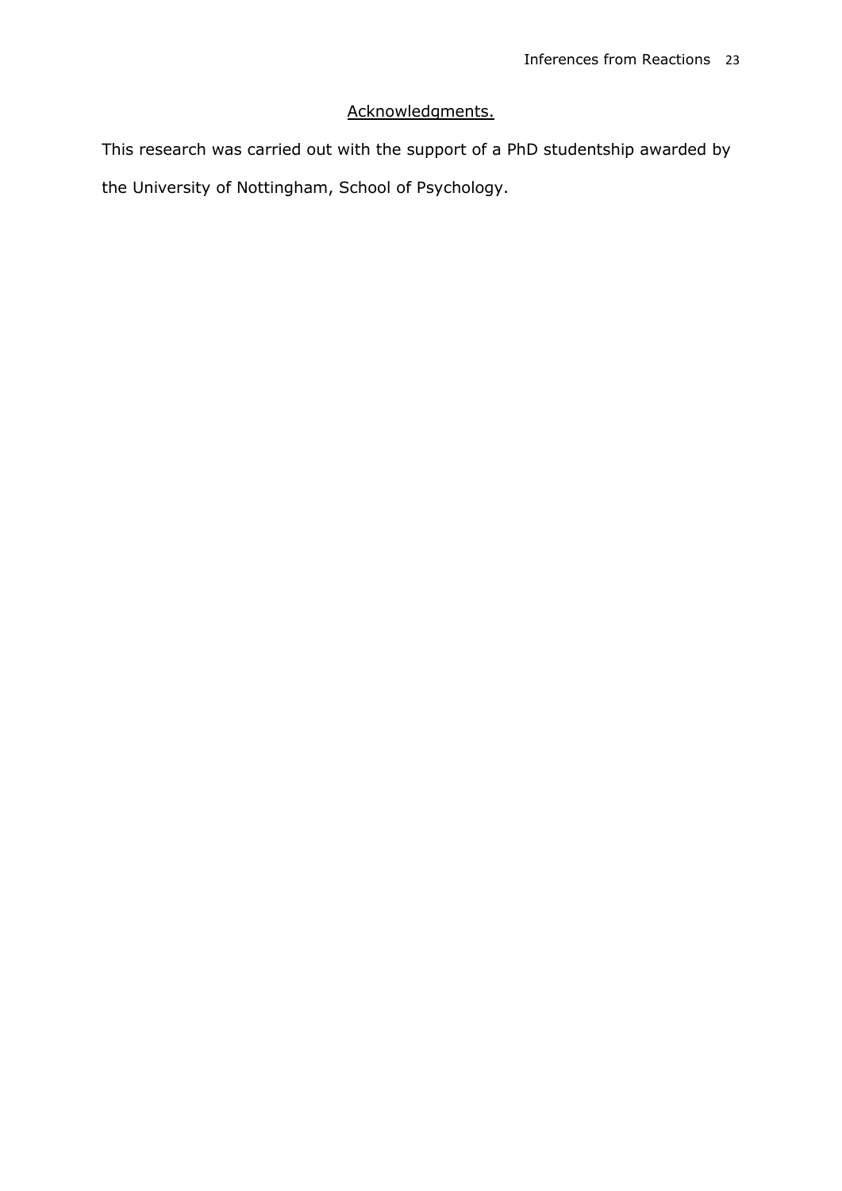## Acknowledgments.

This research was carried out with the support of a PhD studentship awarded by the University of Nottingham, School of Psychology.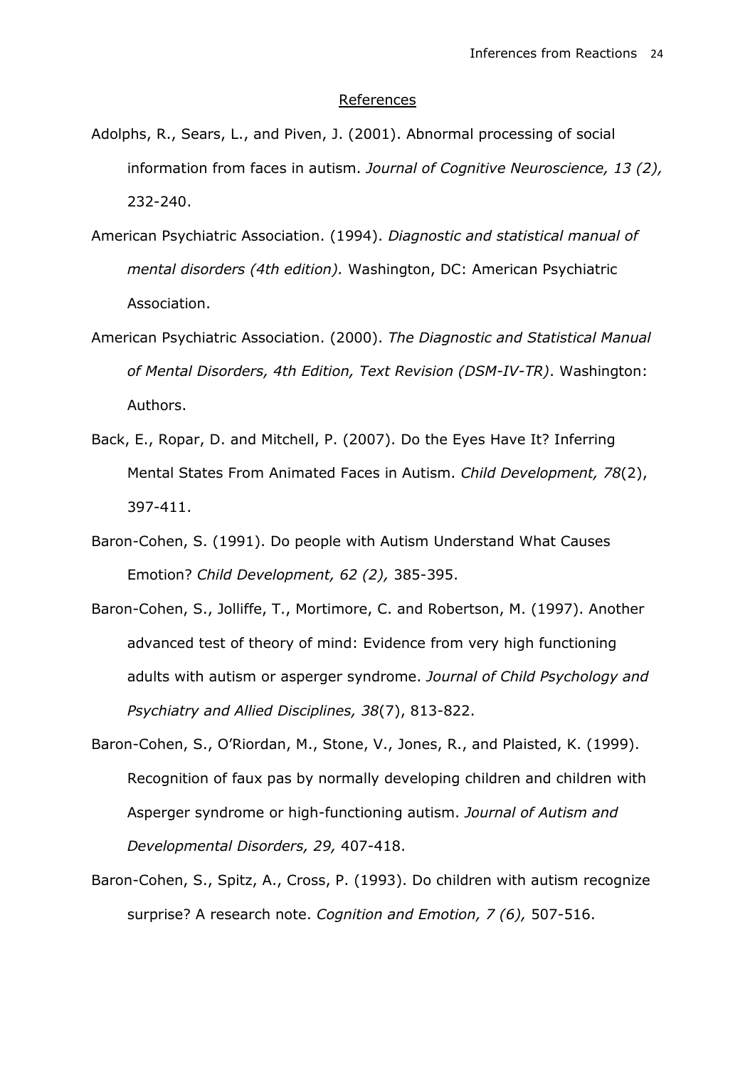## References

Adolphs, R., Sears, L., and Piven, J. (2001). Abnormal processing of social information from faces in autism. *Journal of Cognitive Neuroscience, 13 (2),* 232-240.

American Psychiatric Association. (1994). *Diagnostic and statistical manual of mental disorders (4th edition).* Washington, DC: American Psychiatric Association.

American Psychiatric Association. (2000). *The Diagnostic and Statistical Manual of Mental Disorders, 4th Edition, Text Revision (DSM-IV-TR)*. Washington: Authors.

Back, E., Ropar, D. and Mitchell, P. (2007). Do the Eyes Have It? Inferring Mental States From Animated Faces in Autism. *Child Development, 78*(2), 397-411.

Baron-Cohen, S. (1991). Do people with Autism Understand What Causes Emotion? *Child Development, 62 (2),* 385-395.

Baron-Cohen, S., Jolliffe, T., Mortimore, C. and Robertson, M. (1997). Another advanced test of theory of mind: Evidence from very high functioning adults with autism or asperger syndrome. *Journal of Child Psychology and Psychiatry and Allied Disciplines, 38*(7), 813-822.

Baron-Cohen, S., O'Riordan, M., Stone, V., Jones, R., and Plaisted, K. (1999). Recognition of faux pas by normally developing children and children with Asperger syndrome or high-functioning autism. *Journal of Autism and Developmental Disorders, 29,* 407-418.

Baron-Cohen, S., Spitz, A., Cross, P. (1993). Do children with autism recognize surprise? A research note. *Cognition and Emotion, 7 (6),* 507-516.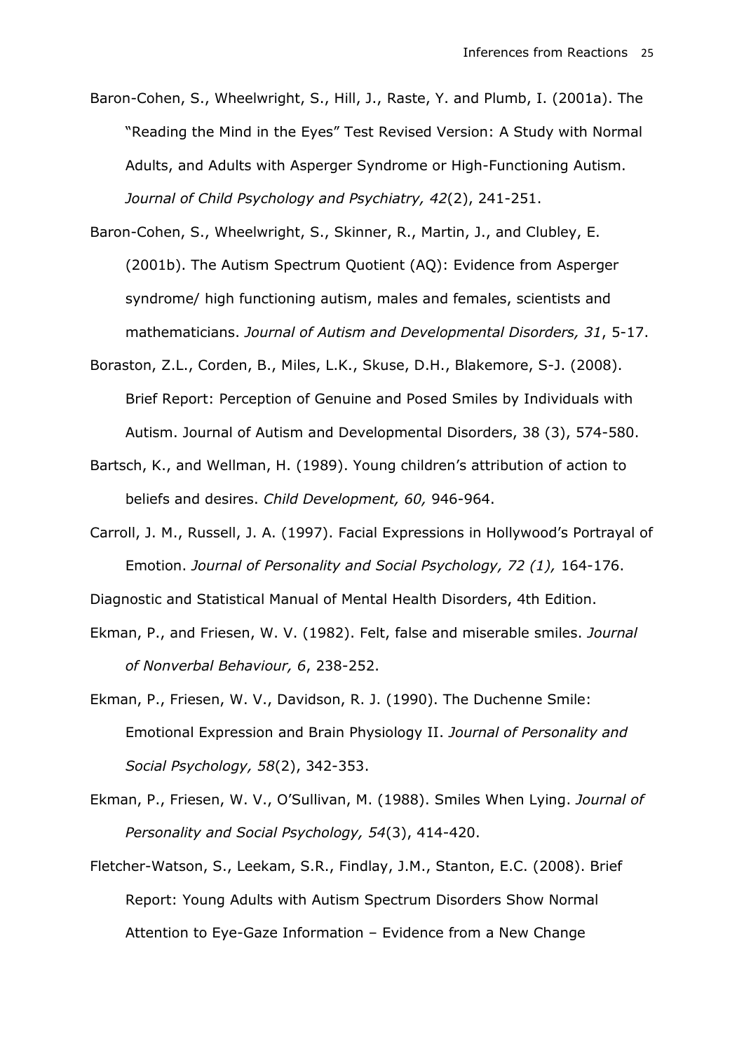Baron-Cohen, S., Wheelwright, S., Hill, J., Raste, Y. and Plumb, I. (2001a). The "Reading the Mind in the Eyes" Test Revised Version: A Study with Normal Adults, and Adults with Asperger Syndrome or High-Functioning Autism. *Journal of Child Psychology and Psychiatry, 42*(2), 241-251.

Baron-Cohen, S., Wheelwright, S., Skinner, R., Martin, J., and Clubley, E. (2001b). The Autism Spectrum Quotient (AQ): Evidence from Asperger syndrome/ high functioning autism, males and females, scientists and mathematicians. *Journal of Autism and Developmental Disorders, 31*, 5-17.

Boraston, Z.L., Corden, B., Miles, L.K., Skuse, D.H., Blakemore, S-J. (2008). Brief Report: Perception of Genuine and Posed Smiles by Individuals with Autism. Journal of Autism and Developmental Disorders, 38 (3), 574-580.

Bartsch, K., and Wellman, H. (1989). Young children's attribution of action to beliefs and desires. *Child Development, 60,* 946-964.

Carroll, J. M., Russell, J. A. (1997). Facial Expressions in Hollywood's Portrayal of Emotion. *Journal of Personality and Social Psychology, 72 (1),* 164-176.

Diagnostic and Statistical Manual of Mental Health Disorders, 4th Edition.

Ekman, P., and Friesen, W. V. (1982). Felt, false and miserable smiles. *Journal of Nonverbal Behaviour, 6*, 238-252.

Ekman, P., Friesen, W. V., Davidson, R. J. (1990). The Duchenne Smile: Emotional Expression and Brain Physiology II. *Journal of Personality and Social Psychology, 58*(2), 342-353.

Ekman, P., Friesen, W. V., O'Sullivan, M. (1988). Smiles When Lying. *Journal of Personality and Social Psychology, 54*(3), 414-420.

Fletcher-Watson, S., Leekam, S.R., Findlay, J.M., Stanton, E.C. (2008). Brief Report: Young Adults with Autism Spectrum Disorders Show Normal Attention to Eye-Gaze Information – Evidence from a New Change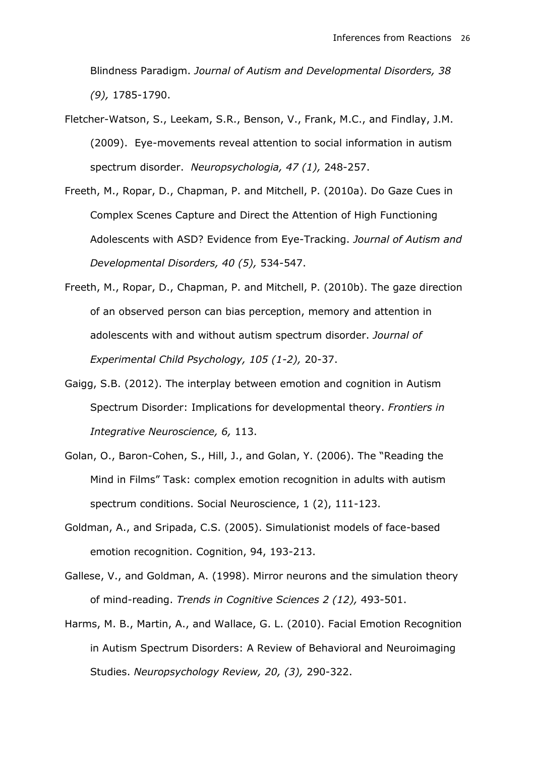Blindness Paradigm. *Journal of Autism and Developmental Disorders, 38 (9),* 1785-1790.

Fletcher-Watson, S., Leekam, S.R., Benson, V., Frank, M.C., and Findlay, J.M. (2009). Eye-movements reveal attention to social information in autism spectrum disorder. *Neuropsychologia, 47 (1),* 248-257.

Freeth, M., Ropar, D., Chapman, P. and Mitchell, P. (2010a). Do Gaze Cues in Complex Scenes Capture and Direct the Attention of High Functioning Adolescents with ASD? Evidence from Eye-Tracking. *Journal of Autism and Developmental Disorders, 40 (5),* 534-547.

Freeth, M., Ropar, D., Chapman, P. and Mitchell, P. (2010b). The gaze direction of an observed person can bias perception, memory and attention in adolescents with and without autism spectrum disorder. *Journal of Experimental Child Psychology, 105 (1-2),* 20-37.

Gaigg, S.B. (2012). The interplay between emotion and cognition in Autism Spectrum Disorder: Implications for developmental theory. *Frontiers in Integrative Neuroscience, 6,* 113.

Golan, O., Baron-Cohen, S., Hill, J., and Golan, Y. (2006). The "Reading the Mind in Films" Task: complex emotion recognition in adults with autism spectrum conditions. Social Neuroscience, 1 (2), 111-123.

Goldman, A., and Sripada, C.S. (2005). Simulationist models of face-based emotion recognition. Cognition, 94, 193-213.

Gallese, V., and Goldman, A. (1998). Mirror neurons and the simulation theory of mind-reading. *Trends in Cognitive Sciences 2 (12),* 493-501.

Harms, M. B., Martin, A., and Wallace, G. L. (2010). Facial Emotion Recognition in Autism Spectrum Disorders: A Review of Behavioral and Neuroimaging Studies. *Neuropsychology Review, 20, (3),* 290-322.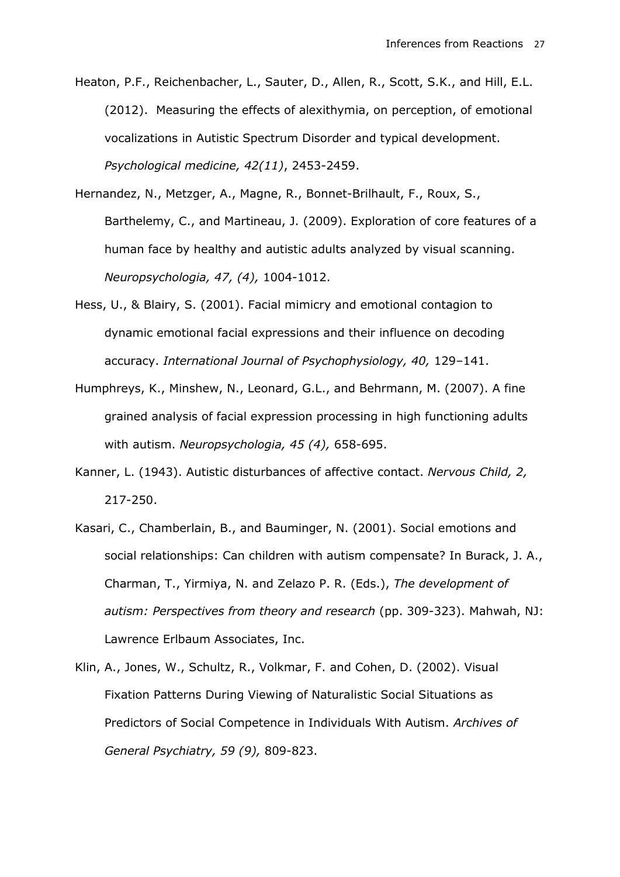Heaton, P.F., Reichenbacher, L., Sauter, D., Allen, R., Scott, S.K., and Hill, E.L. (2012). Measuring the effects of alexithymia, on perception, of emotional vocalizations in Autistic Spectrum Disorder and typical development. *Psychological medicine, 42(11)*, 2453-2459.

Hernandez, N., Metzger, A., Magne, R., Bonnet-Brilhault, F., Roux, S., Barthelemy, C., and Martineau, J. (2009). Exploration of core features of a human face by healthy and autistic adults analyzed by visual scanning. *Neuropsychologia, 47, (4),* 1004-1012.

Hess, U., & Blairy, S. (2001). Facial mimicry and emotional contagion to dynamic emotional facial expressions and their influence on decoding accuracy. *International Journal of Psychophysiology, 40,* 129–141.

Humphreys, K., Minshew, N., Leonard, G.L., and Behrmann, M. (2007). A fine grained analysis of facial expression processing in high functioning adults with autism. *Neuropsychologia, 45 (4),* 658-695.

Kanner, L. (1943). Autistic disturbances of affective contact. *Nervous Child, 2,* 217-250.

Kasari, C., Chamberlain, B., and Bauminger, N. (2001). Social emotions and social relationships: Can children with autism compensate? In Burack, J. A., Charman, T., Yirmiya, N. and Zelazo P. R. (Eds.), *The development of autism: Perspectives from theory and research* (pp. 309-323). Mahwah, NJ: Lawrence Erlbaum Associates, Inc.

Klin, A., Jones, W., Schultz, R., Volkmar, F. and Cohen, D. (2002). Visual Fixation Patterns During Viewing of Naturalistic Social Situations as Predictors of Social Competence in Individuals With Autism. *Archives of General Psychiatry, 59 (9),* 809-823.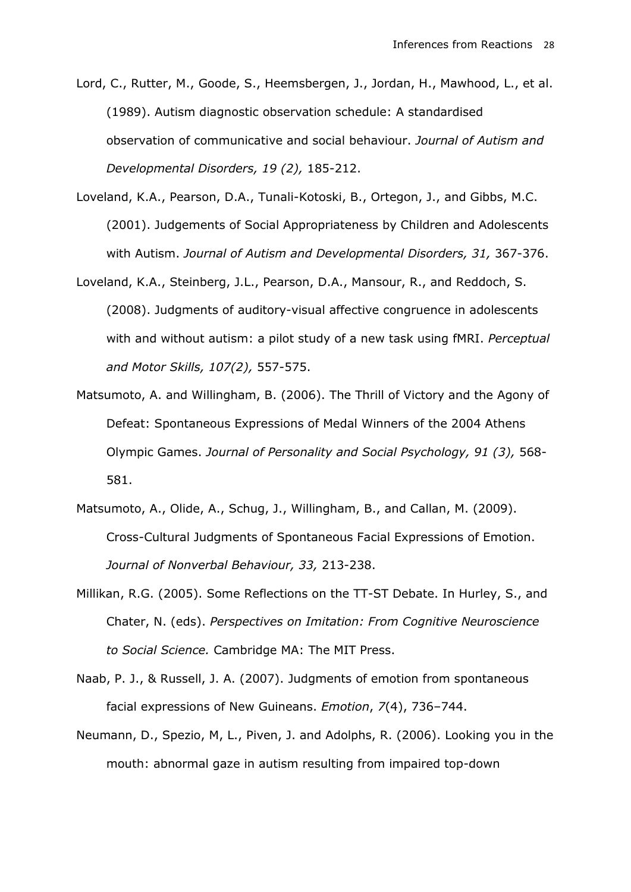Lord, C., Rutter, M., Goode, S., Heemsbergen, J., Jordan, H., Mawhood, L., et al. (1989). Autism diagnostic observation schedule: A standardised observation of communicative and social behaviour. *Journal of Autism and Developmental Disorders, 19 (2),* 185-212.

Loveland, K.A., Pearson, D.A., Tunali-Kotoski, B., Ortegon, J., and Gibbs, M.C. (2001). Judgements of Social Appropriateness by Children and Adolescents with Autism. *Journal of Autism and Developmental Disorders, 31,* 367-376.

Loveland, K.A., Steinberg, J.L., Pearson, D.A., Mansour, R., and Reddoch, S. (2008). Judgments of auditory-visual affective congruence in adolescents with and without autism: a pilot study of a new task using fMRI. *Perceptual and Motor Skills, 107(2),* 557-575.

Matsumoto, A. and Willingham, B. (2006). The Thrill of Victory and the Agony of Defeat: Spontaneous Expressions of Medal Winners of the 2004 Athens Olympic Games. *Journal of Personality and Social Psychology, 91 (3),* 568-581.

Matsumoto, A., Olide, A., Schug, J., Willingham, B., and Callan, M. (2009). Cross-Cultural Judgments of Spontaneous Facial Expressions of Emotion. *Journal of Nonverbal Behaviour, 33,* 213-238.

Millikan, R.G. (2005). Some Reflections on the TT-ST Debate. In Hurley, S., and Chater, N. (eds). *Perspectives on Imitation: From Cognitive Neuroscience to Social Science.* Cambridge MA: The MIT Press.

Naab, P. J., & Russell, J. A. (2007). Judgments of emotion from spontaneous facial expressions of New Guineans. *Emotion*, *7*(4), 736–744.

Neumann, D., Spezio, M, L., Piven, J. and Adolphs, R. (2006). Looking you in the mouth: abnormal gaze in autism resulting from impaired top-down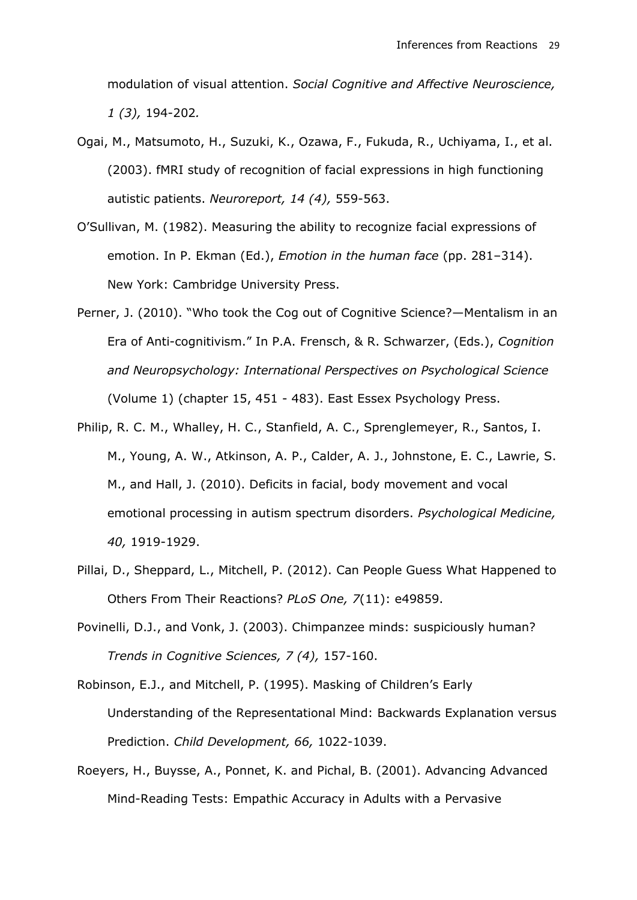modulation of visual attention. *Social Cognitive and Affective Neuroscience, 1 (3),* 194-202*.*

Ogai, M., Matsumoto, H., Suzuki, K., Ozawa, F., Fukuda, R., Uchiyama, I., et al. (2003). fMRI study of recognition of facial expressions in high functioning autistic patients. *Neuroreport, 14 (4),* 559-563.

O'Sullivan, M. (1982). Measuring the ability to recognize facial expressions of emotion. In P. Ekman (Ed.), *Emotion in the human face* (pp. 281–314). New York: Cambridge University Press.

Perner, J. (2010). "Who took the Cog out of Cognitive Science?—Mentalism in an Era of Anti-cognitivism." In P.A. Frensch, & R. Schwarzer, (Eds.), *Cognition and Neuropsychology: International Perspectives on Psychological Science* (Volume 1) (chapter 15, 451 - 483). East Essex Psychology Press.

Philip, R. C. M., Whalley, H. C., Stanfield, A. C., Sprenglemeyer, R., Santos, I. M., Young, A. W., Atkinson, A. P., Calder, A. J., Johnstone, E. C., Lawrie, S. M., and Hall, J. (2010). Deficits in facial, body movement and vocal emotional processing in autism spectrum disorders. *Psychological Medicine, 40,* 1919-1929.

Pillai, D., Sheppard, L., Mitchell, P. (2012). Can People Guess What Happened to Others From Their Reactions? *PLoS One, 7*(11): e49859.

Povinelli, D.J., and Vonk, J. (2003). Chimpanzee minds: suspiciously human? *Trends in Cognitive Sciences, 7 (4),* 157-160.

Robinson, E.J., and Mitchell, P. (1995). Masking of Children's Early Understanding of the Representational Mind: Backwards Explanation versus Prediction. *Child Development, 66,* 1022-1039.

Roeyers, H., Buysse, A., Ponnet, K. and Pichal, B. (2001). Advancing Advanced Mind-Reading Tests: Empathic Accuracy in Adults with a Pervasive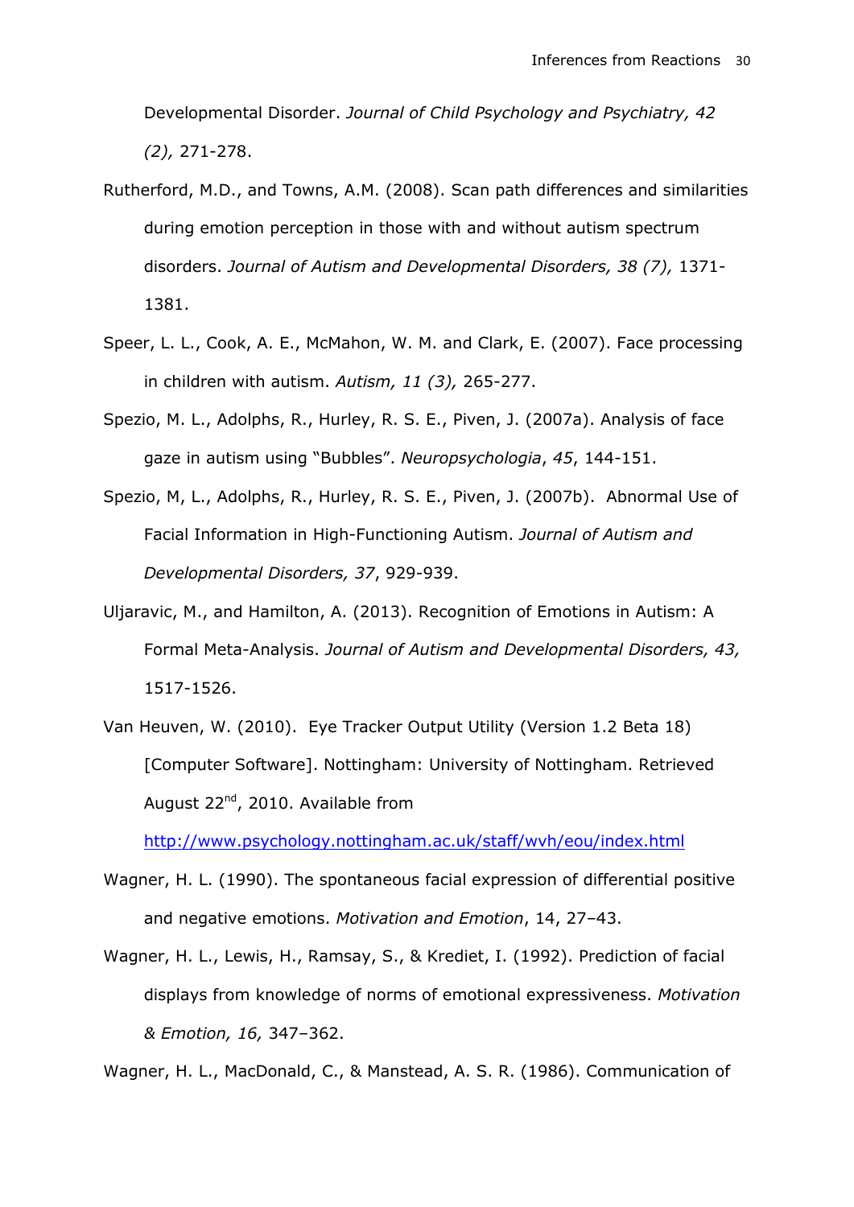Developmental Disorder. *Journal of Child Psychology and Psychiatry, 42 (2),* 271-278.

Rutherford, M.D., and Towns, A.M. (2008). Scan path differences and similarities during emotion perception in those with and without autism spectrum disorders. *Journal of Autism and Developmental Disorders, 38 (7),* 1371-1381.

Speer, L. L., Cook, A. E., McMahon, W. M. and Clark, E. (2007). Face processing in children with autism. *Autism, 11 (3),* 265-277.

Spezio, M. L., Adolphs, R., Hurley, R. S. E., Piven, J. (2007a). Analysis of face gaze in autism using "Bubbles". *Neuropsychologia*, *45*, 144-151.

Spezio, M, L., Adolphs, R., Hurley, R. S. E., Piven, J. (2007b). Abnormal Use of Facial Information in High-Functioning Autism. *Journal of Autism and Developmental Disorders, 37*, 929-939.

Uljaravic, M., and Hamilton, A. (2013). Recognition of Emotions in Autism: A Formal Meta-Analysis. *Journal of Autism and Developmental Disorders, 43,* 1517-1526.

Van Heuven, W. (2010). Eye Tracker Output Utility (Version 1.2 Beta 18) [Computer Software]. Nottingham: University of Nottingham. Retrieved August 22nd, 2010. Available from http://www.psychology.nottingham.ac.uk/staff/wvh/eou/index.html

Wagner, H. L. (1990). The spontaneous facial expression of differential positive and negative emotions. *Motivation and Emotion*, 14, 27–43.

Wagner, H. L., Lewis, H., Ramsay, S., & Krediet, I. (1992). Prediction of facial displays from knowledge of norms of emotional expressiveness. *Motivation & Emotion, 16,* 347–362.

Wagner, H. L., MacDonald, C., & Manstead, A. S. R. (1986). Communication of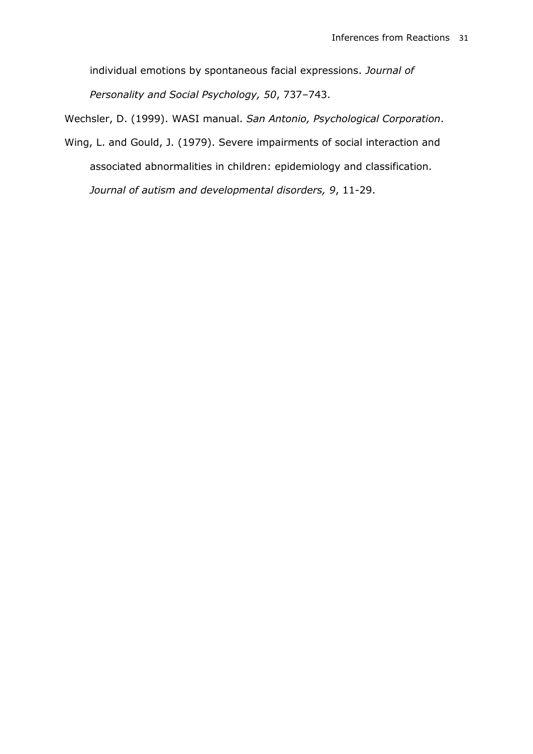individual emotions by spontaneous facial expressions. *Journal of Personality and Social Psychology, 50*, 737–743.

Wechsler, D. (1999). WASI manual. *San Antonio, Psychological Corporation*.

Wing, L. and Gould, J. (1979). Severe impairments of social interaction and associated abnormalities in children: epidemiology and classification. *Journal of autism and developmental disorders, 9*, 11-29.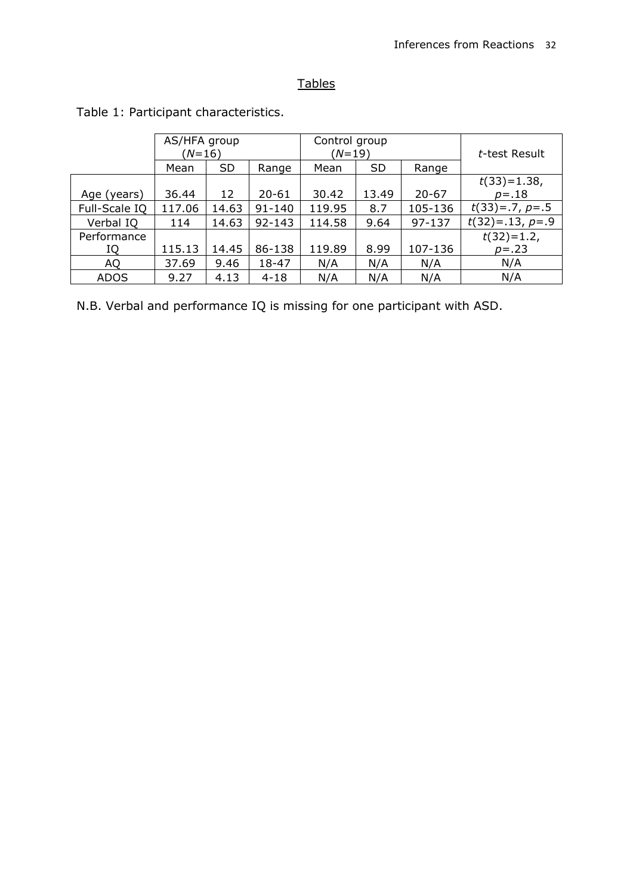## Tables

Table 1: Participant characteristics.

| | AS/HFA group (*N*=16) | | | Control group (*N*=19) | | | *t*-test Result |
|---|---|---|---|---|---|---|---|
| | Mean | SD | Range | Mean | SD | Range | |
| Age (years) | 36.44 | 12 | 20-61 | 30.42 | 13.49 | 20-67 | $t(33)=1.38$, $p=.18$ |
| Full-Scale IQ | 117.06 | 14.63 | 91-140 | 119.95 | 8.7 | 105-136 | $t(33)=.7$, $p=.5$ |
| Verbal IQ | 114 | 14.63 | 92-143 | 114.58 | 9.64 | 97-137 | $t(32)=.13$, $p=.9$ |
| Performance IQ | 115.13 | 14.45 | 86-138 | 119.89 | 8.99 | 107-136 | $t(32)=1.2$, $p=.23$ |
| AQ | 37.69 | 9.46 | 18-47 | N/A | N/A | N/A | N/A |
| ADOS | 9.27 | 4.13 | 4-18 | N/A | N/A | N/A | N/A |

N.B. Verbal and performance IQ is missing for one participant with ASD.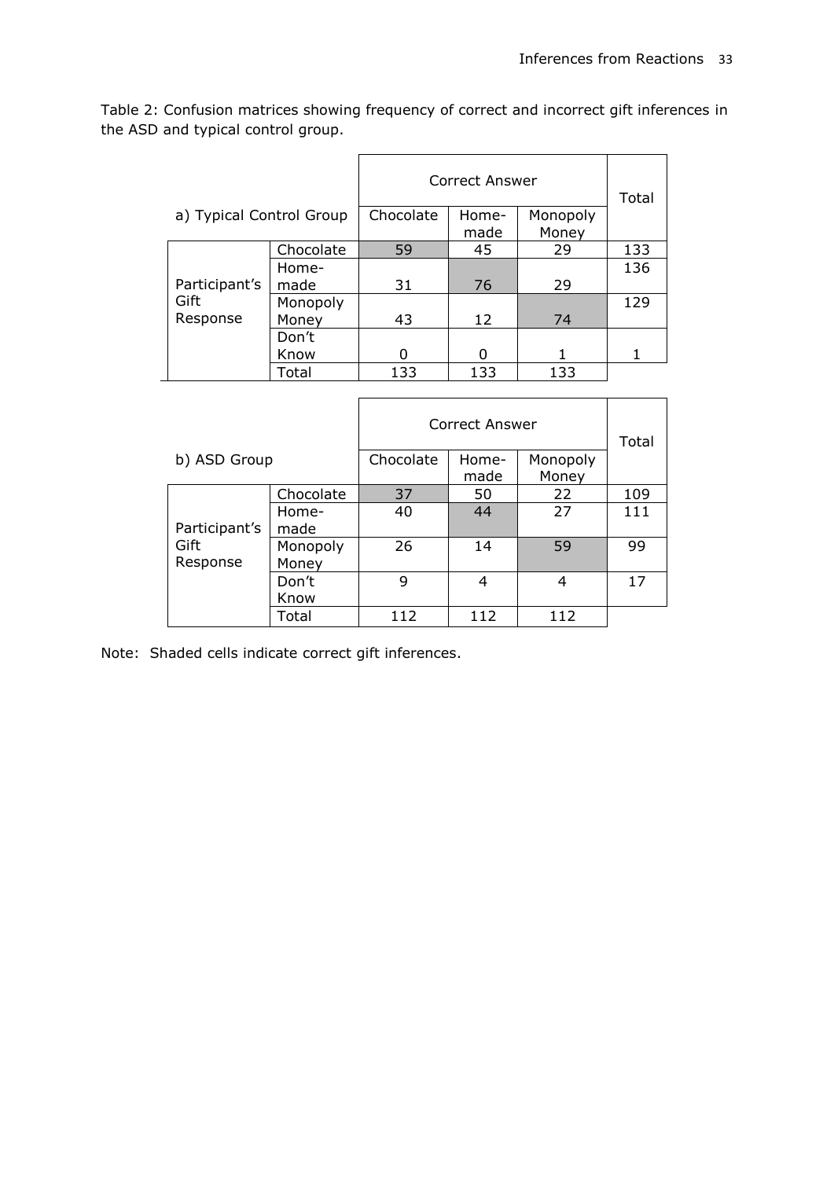Table 2: Confusion matrices showing frequency of correct and incorrect gift inferences in the ASD and typical control group.

| a) Typical Control Group | | Correct Answer | | | Total |
|---|---|---|---|---|---|
| | | Chocolate | Home-made | Monopoly Money | |
| Participant's Gift Response | Chocolate | 59 | 45 | 29 | 133 |
| | Home-made | 31 | 76 | 29 | 136 |
| | Monopoly Money | 43 | 12 | 74 | 129 |
| | Don't Know | 0 | 0 | 1 | 1 |
| | Total | 133 | 133 | 133 | |

| b) ASD Group | | Correct Answer | | | Total |
|---|---|---|---|---|---|
| | | Chocolate | Home-made | Monopoly Money | |
| Participant's Gift Response | Chocolate | 37 | 50 | 22 | 109 |
| | Home-made | 40 | 44 | 27 | 111 |
| | Monopoly Money | 26 | 14 | 59 | 99 |
| | Don't Know | 9 | 4 | 4 | 17 |
| | Total | 112 | 112 | 112 | |

Note: Shaded cells indicate correct gift inferences.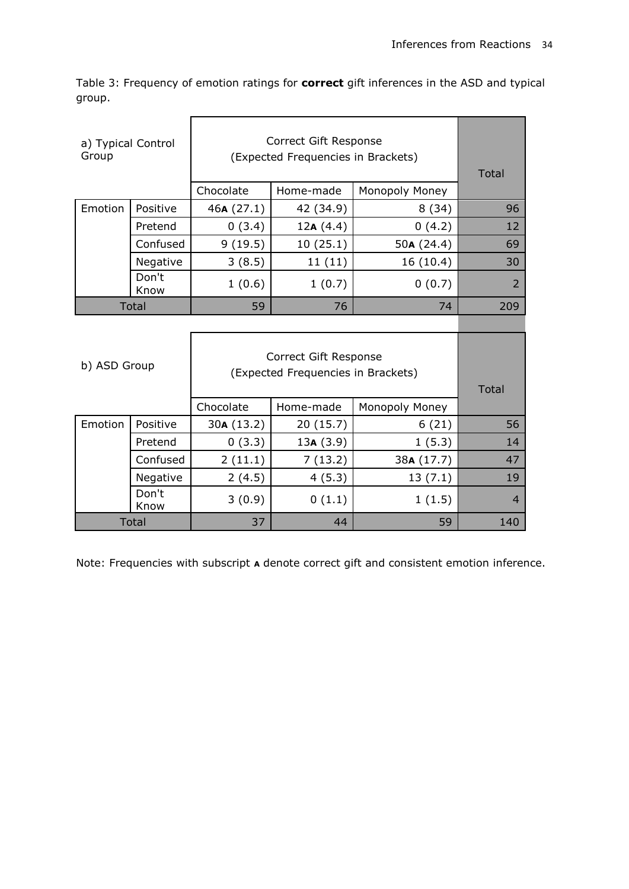Table 3: Frequency of emotion ratings for **correct** gift inferences in the ASD and typical group.

| a) Typical Control Group | | Correct Gift Response (Expected Frequencies in Brackets) | | | Total |
|---|---|---|---|---|---|
| | | Chocolate | Home-made | Monopoly Money | |
| Emotion | Positive | 46**A** (27.1) | 42 (34.9) | 8 (34) | 96 |
| | Pretend | 0 (3.4) | 12**A** (4.4) | 0 (4.2) | 12 |
| | Confused | 9 (19.5) | 10 (25.1) | 50**A** (24.4) | 69 |
| | Negative | 3 (8.5) | 11 (11) | 16 (10.4) | 30 |
| | Don't Know | 1 (0.6) | 1 (0.7) | 0 (0.7) | 2 |
| Total | | 59 | 76 | 74 | 209 |

| b) ASD Group | | Correct Gift Response (Expected Frequencies in Brackets) | | | Total |
|---|---|---|---|---|---|
| | | Chocolate | Home-made | Monopoly Money | |
| Emotion | Positive | 30**A** (13.2) | 20 (15.7) | 6 (21) | 56 |
| | Pretend | 0 (3.3) | 13**A** (3.9) | 1 (5.3) | 14 |
| | Confused | 2 (11.1) | 7 (13.2) | 38**A** (17.7) | 47 |
| | Negative | 2 (4.5) | 4 (5.3) | 13 (7.1) | 19 |
| | Don't Know | 3 (0.9) | 0 (1.1) | 1 (1.5) | 4 |
| Total | | 37 | 44 | 59 | 140 |

Note: Frequencies with subscript **A** denote correct gift and consistent emotion inference.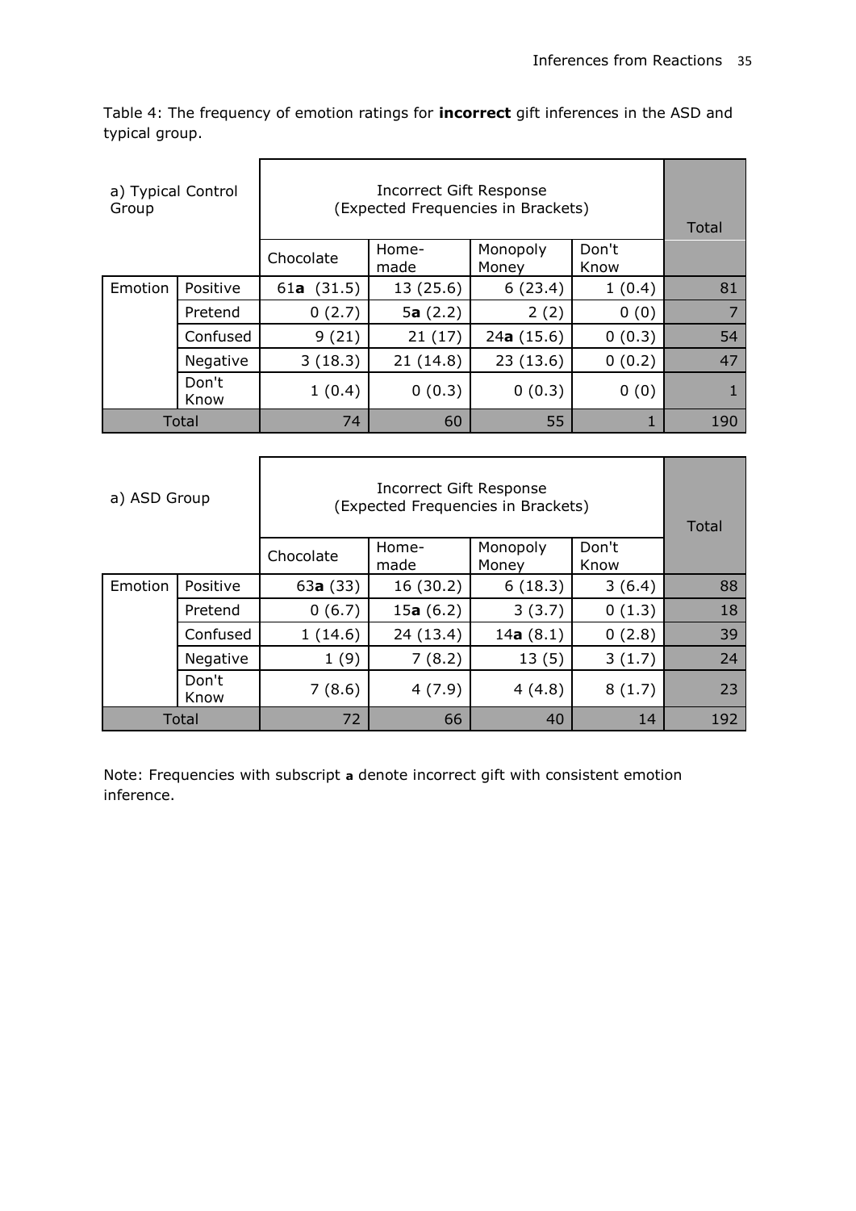Table 4: The frequency of emotion ratings for **incorrect** gift inferences in the ASD and typical group.

| a) Typical Control Group | | Incorrect Gift Response (Expected Frequencies in Brackets) | | | | Total |
|---|---|---|---|---|---|---|
| | | Chocolate | Home-made | Monopoly Money | Don't Know | |
| Emotion | Positive | 61**a** (31.5) | 13 (25.6) | 6 (23.4) | 1 (0.4) | 81 |
| | Pretend | 0 (2.7) | 5**a** (2.2) | 2 (2) | 0 (0) | 7 |
| | Confused | 9 (21) | 21 (17) | 24**a** (15.6) | 0 (0.3) | 54 |
| | Negative | 3 (18.3) | 21 (14.8) | 23 (13.6) | 0 (0.2) | 47 |
| | Don't Know | 1 (0.4) | 0 (0.3) | 0 (0.3) | 0 (0) | 1 |
| Total | | 74 | 60 | 55 | 1 | 190 |

| a) ASD Group | | Incorrect Gift Response (Expected Frequencies in Brackets) | | | | Total |
|---|---|---|---|---|---|---|
| | | Chocolate | Home-made | Monopoly Money | Don't Know | |
| Emotion | Positive | 63**a** (33) | 16 (30.2) | 6 (18.3) | 3 (6.4) | 88 |
| | Pretend | 0 (6.7) | 15**a** (6.2) | 3 (3.7) | 0 (1.3) | 18 |
| | Confused | 1 (14.6) | 24 (13.4) | 14**a** (8.1) | 0 (2.8) | 39 |
| | Negative | 1 (9) | 7 (8.2) | 13 (5) | 3 (1.7) | 24 |
| | Don't Know | 7 (8.6) | 4 (7.9) | 4 (4.8) | 8 (1.7) | 23 |
| Total | | 72 | 66 | 40 | 14 | 192 |

Note: Frequencies with subscript **a** denote incorrect gift with consistent emotion inference.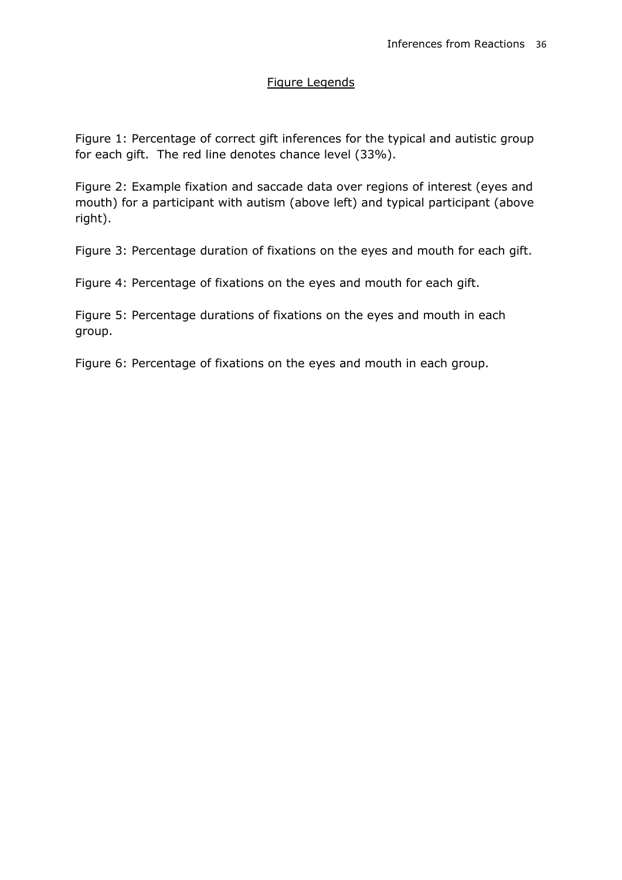## Figure Legends

Figure 1: Percentage of correct gift inferences for the typical and autistic group for each gift. The red line denotes chance level (33%).

Figure 2: Example fixation and saccade data over regions of interest (eyes and mouth) for a participant with autism (above left) and typical participant (above right).

Figure 3: Percentage duration of fixations on the eyes and mouth for each gift.

Figure 4: Percentage of fixations on the eyes and mouth for each gift.

Figure 5: Percentage durations of fixations on the eyes and mouth in each group.

Figure 6: Percentage of fixations on the eyes and mouth in each group.